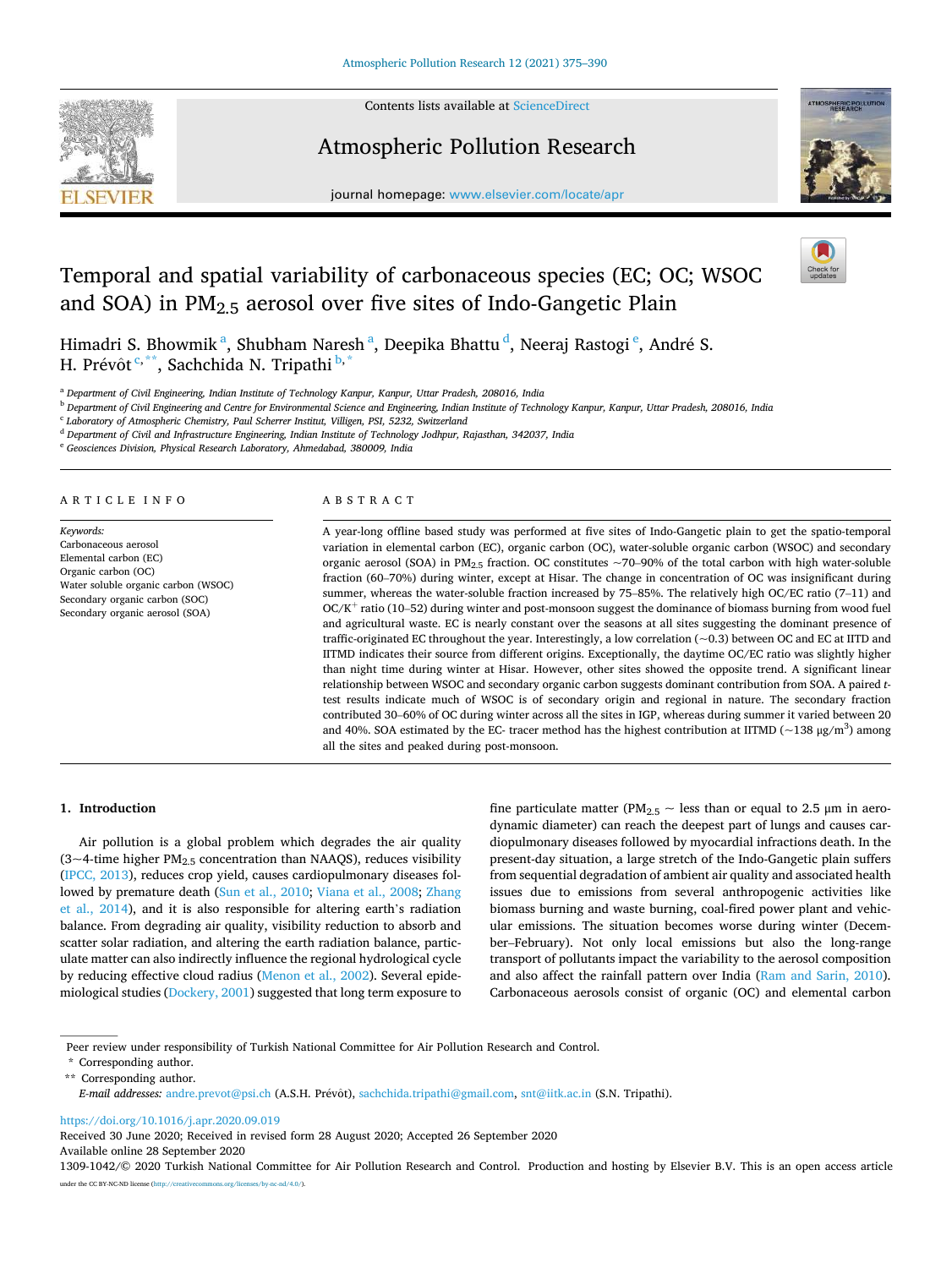# Temporal and spatial variability of carbonaceous species (EC; OC; WSOC and SOA) in $PM_{2.5}$ aerosol over five sites of Indo-Gangetic Plain

Himadri S. Bowmik[a], Shubham Naresh[a], Deepika Bhattu[d], Neeraj Rastogi[e], André S. H. Prévôt[c,**], Sachchida N. Tripathi[b,*]

[a] Department of Civil Engineering, Indian Institute of Technology Kanpur, Kanpur, Uttar Pradesh, 208016, India
[b] Department of Civil Engineering and Centre for Environmental Science and Engineering, Indian Institute of Technology Kanpur, Kanpur, Uttar Pradesh, 208016, India
[c] Laboratory of Atmospheric Chemistry, Paul Scherrer Institut, Villigen, PSI, 5232, Switzerland
[d] Department of Civil and Infrastructure Engineering, Indian Institute of Technology Jodhpur, Rajasthan, 342037, India
[e] Geosciences Division, Physical Research Laboratory, Ahmedabad, 380009, India

## ARTICLE INFO

*Keywords:*
Carbonaceous aerosol
Elemental carbon (EC)
Organic carbon (OC)
Water soluble organic carbon (WSOC)
Secondary organic carbon (SOC)
Secondary organic aerosol (SOA)

## ABSTRACT

A year-long offline based study was performed at five sites of Indo-Gangetic plain to get the spatio-temporal variation in elemental carbon (EC), organic carbon (OC), water-soluble organic carbon (WSOC) and secondary organic aerosol (SOA) in $PM_{2.5}$ fraction. OC constitutes ~70–90% of the total carbon with high water-soluble fraction (60–70%) during winter, except at Hisar. The change in concentration of OC was insignificant during summer, whereas the water-soluble fraction increased by 75–85%. The relatively high OC/EC ratio (7–11) and $OC/K^+$ ratio (10–52) during winter and post-monsoon suggest the dominance of biomass burning from wood fuel and agricultural waste. EC is nearly constant over the seasons at all sites suggesting the dominant presence of traffic-originated EC throughout the year. Interestingly, a low correlation (~0.3) between OC and EC at IITD and IITMD indicates their source from different origins. Exceptionally, the daytime OC/EC ratio was slightly higher than night time during winter at Hisar. However, other sites showed the opposite trend. A significant linear relationship between WSOC and secondary organic carbon suggests dominant contribution from SOA. A paired *t*-test results indicate much of WSOC is of secondary origin and regional in nature. The secondary fraction contributed 30–60% of OC during winter across all the sites in IGP, whereas during summer it varied between 20 and 40%. SOA estimated by the EC- tracer method has the highest contribution at IITMD (~138 $\mu g/m^3$) among all the sites and peaked during post-monsoon.

## 1. Introduction

Air pollution is a global problem which degrades the air quality (3~4-time higher $PM_{2.5}$ concentration than NAAQS), reduces visibility (IPCC, 2013), reduces crop yield, causes cardiopulmonary diseases followed by premature death (Sun et al., 2010; Viana et al., 2008; Zhang et al., 2014), and it is also responsible for altering earth's radiation balance. From degrading air quality, visibility reduction to absorb and scatter solar radiation, and altering the earth radiation balance, particulate matter can also indirectly influence the regional hydrological cycle by reducing effective cloud radius (Menon et al., 2002). Several epidemiological studies (Dockery, 2001) suggested that long term exposure to fine particulate matter ($PM_{2.5}$ ~ less than or equal to 2.5 μm in aerodynamic diameter) can reach the deepest part of lungs and causes cardiopulmonary diseases followed by myocardial infractions death. In the present-day situation, a large stretch of the Indo-Gangetic plain suffers from sequential degradation of ambient air quality and associated health issues due to emissions from several anthropogenic activities like biomass burning and waste burning, coal-fired power plant and vehicular emissions. The situation becomes worse during winter (December–February). Not only local emissions but also the long-range transport of pollutants impact the variability to the aerosol composition and also affect the rainfall pattern over India (Ram and Sarin, 2010). Carbonaceous aerosols consist of organic (OC) and elemental carbon

Peer review under responsibility of Turkish National Committee for Air Pollution Research and Control.
\* Corresponding author.
\*\* Corresponding author.
*E-mail addresses:* andre.prevot@psi.ch (A.S.H. Prévôt), sachchida.tripathi@gmail.com, snt@iitk.ac.in (S.N. Tripathi).

https://doi.org/10.1016/j.apr.2020.09.019
Received 30 June 2020; Received in revised form 28 August 2020; Accepted 26 September 2020
Available online 28 September 2020
1309-1042/© 2020 Turkish National Committee for Air Pollution Research and Control. Production and hosting by Elsevier B.V. This is an open access article under the CC BY-NC-ND license (http://creativecommons.org/licenses/by-nc-nd/4.0/).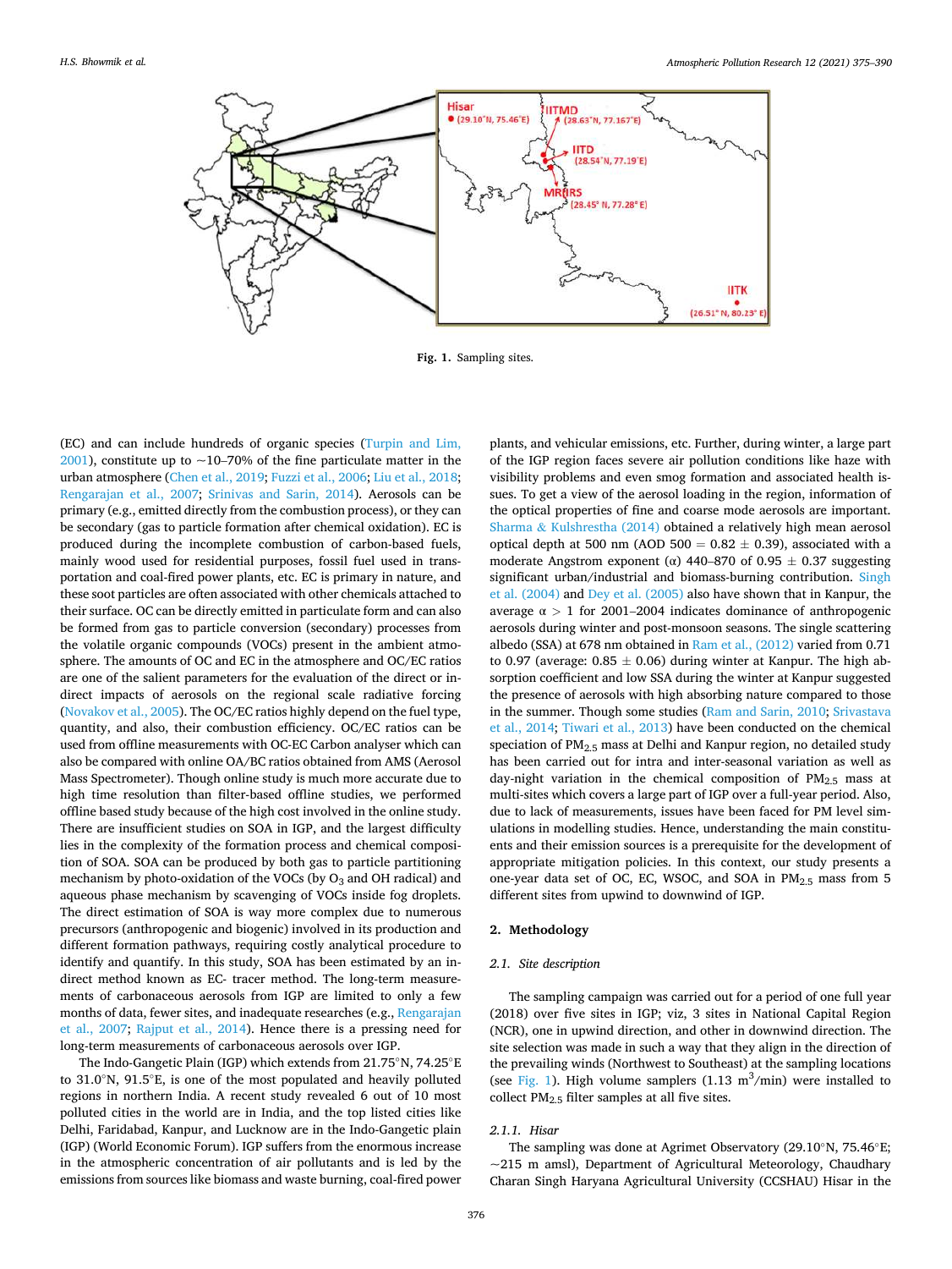Fig. 1. Sampling sites.

(EC) and can include hundreds of organic species (Turpin and Lim, 2001), constitute up to ~10–70% of the fine particulate matter in the urban atmosphere (Chen et al., 2019; Fuzzi et al., 2006; Liu et al., 2018; Rengarajan et al., 2007; Srinivas and Sarin, 2014). Aerosols can be primary (e.g., emitted directly from the combustion process), or they can be secondary (gas to particle formation after chemical oxidation). EC is produced during the incomplete combustion of carbon-based fuels, mainly wood used for residential purposes, fossil fuel used in transportation and coal-fired power plants, etc. EC is primary in nature, and these soot particles are often associated with other chemicals attached to their surface. OC can be directly emitted in particulate form and can also be formed from gas to particle conversion (secondary) processes from the volatile organic compounds (VOCs) present in the ambient atmosphere. The amounts of OC and EC in the atmosphere and OC/EC ratios are one of the salient parameters for the evaluation of the direct or indirect impacts of aerosols on the regional scale radiative forcing (Novakov et al., 2005). The OC/EC ratios highly depend on the fuel type, quantity, and also, their combustion efficiency. OC/EC ratios can be used from offline measurements with OC-EC Carbon analyser which can also be compared with online OA/BC ratios obtained from AMS (Aerosol Mass Spectrometer). Though online study is much more accurate due to high time resolution than filter-based offline studies, we performed offline based study because of the high cost involved in the online study. There are insufficient studies on SOA in IGP, and the largest difficulty lies in the complexity of the formation process and chemical composition of SOA. SOA can be produced by both gas to particle partitioning mechanism by photo-oxidation of the VOCs (by $O_3$ and OH radical) and aqueous phase mechanism by scavenging of VOCs inside fog droplets. The direct estimation of SOA is way more complex due to numerous precursors (anthropogenic and biogenic) involved in its production and different formation pathways, requiring costly analytical procedure to identify and quantify. In this study, SOA has been estimated by an indirect method known as EC- tracer method. The long-term measurements of carbonaceous aerosols from IGP are limited to only a few months of data, fewer sites, and inadequate researches (e.g., Rengarajan et al., 2007; Rajput et al., 2014). Hence there is a pressing need for long-term measurements of carbonaceous aerosols over IGP.

The Indo-Gangetic Plain (IGP) which extends from 21.75°N, 74.25°E to 31.0°N, 91.5°E, is one of the most populated and heavily polluted regions in northern India. A recent study revealed 6 out of 10 most polluted cities in the world are in India, and the top listed cities like Delhi, Faridabad, Kanpur, and Lucknow are in the Indo-Gangetic plain (IGP) (World Economic Forum). IGP suffers from the enormous increase in the atmospheric concentration of air pollutants and is led by the emissions from sources like biomass and waste burning, coal-fired power plants, and vehicular emissions, etc. Further, during winter, a large part of the IGP region faces severe air pollution conditions like haze with visibility problems and even smog formation and associated health issues. To get a view of the aerosol loading in the region, information of the optical properties of fine and coarse mode aerosols are important. Sharma & Kulshrestha (2014) obtained a relatively high mean aerosol optical depth at 500 nm (AOD 500 = 0.82 ± 0.39), associated with a moderate Angstrom exponent (α) 440–870 of 0.95 ± 0.37 suggesting significant urban/industrial and biomass-burning contribution. Singh et al. (2004) and Dey et al. (2005) also have shown that in Kanpur, the average α > 1 for 2001–2004 indicates dominance of anthropogenic aerosols during winter and post-monsoon seasons. The single scattering albedo (SSA) at 678 nm obtained in Ram et al., (2012) varied from 0.71 to 0.97 (average: 0.85 ± 0.06) during winter at Kanpur. The high absorption coefficient and low SSA during the winter at Kanpur suggested the presence of aerosols with high absorbing nature compared to those in the summer. Though some studies (Ram and Sarin, 2010; Srivastava et al., 2014; Tiwari et al., 2013) have been conducted on the chemical speciation of $PM_{2.5}$ mass at Delhi and Kanpur region, no detailed study has been carried out for intra and inter-seasonal variation as well as day-night variation in the chemical composition of $PM_{2.5}$ mass at multi-sites which covers a large part of IGP over a full-year period. Also, due to lack of measurements, issues have been faced for PM level simulations in modelling studies. Hence, understanding the main constituents and their emission sources is a prerequisite for the development of appropriate mitigation policies. In this context, our study presents a one-year data set of OC, EC, WSOC, and SOA in $PM_{2.5}$ mass from 5 different sites from upwind to downwind of IGP.

## 2. Methodology

### 2.1. Site description

The sampling campaign was carried out for a period of one full year (2018) over five sites in IGP; viz, 3 sites in National Capital Region (NCR), one in upwind direction, and other in downwind direction. The site selection was made in such a way that they align in the direction of the prevailing winds (Northwest to Southeast) at the sampling locations (see Fig. 1). High volume samplers (1.13 $m^3$/min) were installed to collect $PM_{2.5}$ filter samples at all five sites.

#### 2.1.1. Hisar

The sampling was done at Agrimet Observatory (29.10°N, 75.46°E; ~215 m amsl), Department of Agricultural Meteorology, Chaudhary Charan Singh Haryana Agricultural University (CCSHAU) Hisar in the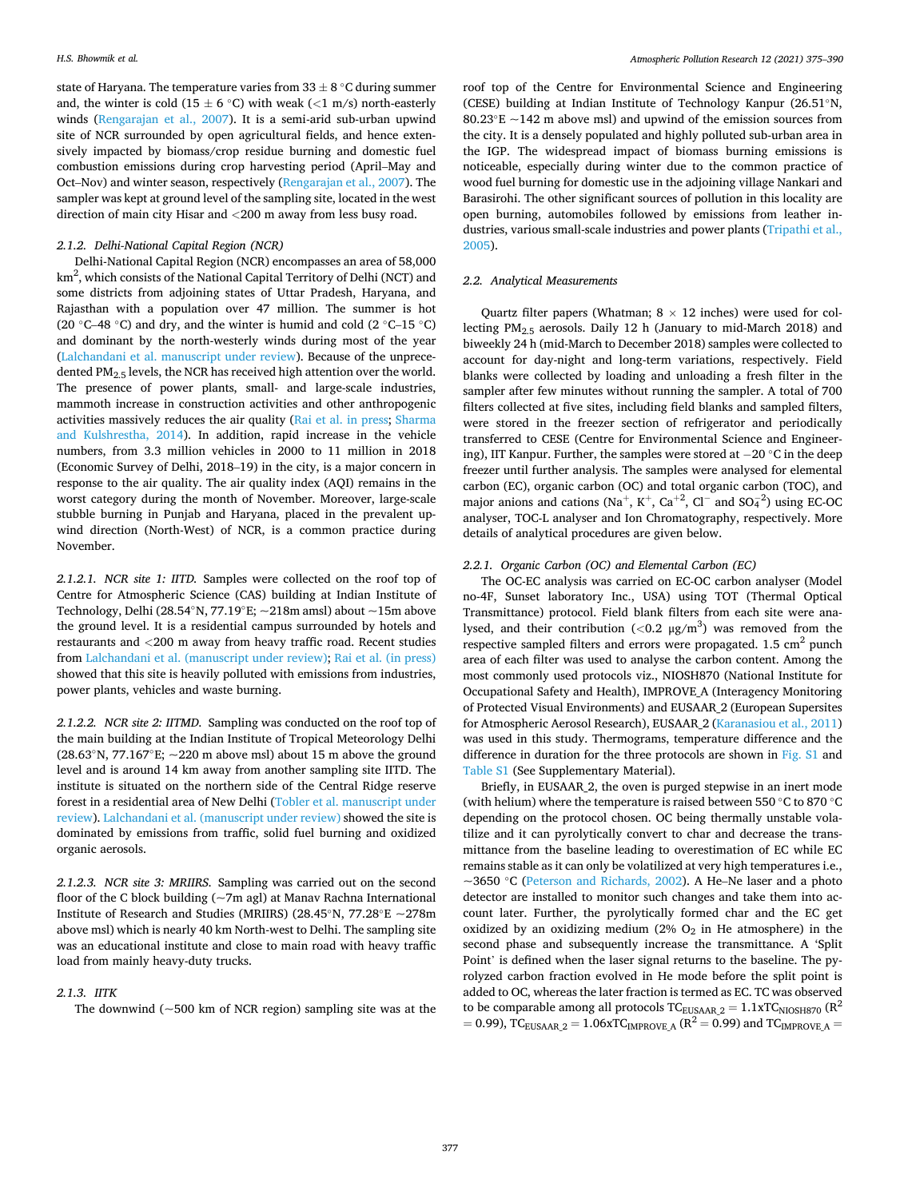state of Haryana. The temperature varies from 33 ± 8 °C during summer and, the winter is cold (15 ± 6 °C) with weak (<1 m/s) north-easterly winds (Rengarajan et al., 2007). It is a semi-arid sub-urban upwind site of NCR surrounded by open agricultural fields, and hence extensively impacted by biomass/crop residue burning and domestic fuel combustion emissions during crop harvesting period (April–May and Oct–Nov) and winter season, respectively (Rengarajan et al., 2007). The sampler was kept at ground level of the sampling site, located in the west direction of main city Hisar and <200 m away from less busy road.

#### 2.1.2. Delhi-National Capital Region (NCR)

Delhi-National Capital Region (NCR) encompasses an area of 58,000 km$^2$, which consists of the National Capital Territory of Delhi (NCT) and some districts from adjoining states of Uttar Pradesh, Haryana, and Rajasthan with a population over 47 million. The summer is hot (20 °C–48 °C) and dry, and the winter is humid and cold (2 °C–15 °C) and dominant by the north-westerly winds during most of the year (Lalchandani et al. manuscript under review). Because of the unprecedented $PM_{2.5}$ levels, the NCR has received high attention over the world. The presence of power plants, small- and large-scale industries, mammoth increase in construction activities and other anthropogenic activities massively reduces the air quality (Rai et al. in press; Sharma and Kulshrestha, 2014). In addition, rapid increase in the vehicle numbers, from 3.3 million vehicles in 2000 to 11 million in 2018 (Economic Survey of Delhi, 2018–19) in the city, is a major concern in response to the air quality. The air quality index (AQI) remains in the worst category during the month of November. Moreover, large-scale stubble burning in Punjab and Haryana, placed in the prevalent upwind direction (North-West) of NCR, is a common practice during November.

##### 2.1.2.1. NCR site 1: IITD.

Samples were collected on the roof top of Centre for Atmospheric Science (CAS) building at Indian Institute of Technology, Delhi (28.54°N, 77.19°E; ~218m amsl) about ~15m above the ground level. It is a residential campus surrounded by hotels and restaurants and <200 m away from heavy traffic road. Recent studies from Lalchandani et al. (manuscript under review); Rai et al. (in press) showed that this site is heavily polluted with emissions from industries, power plants, vehicles and waste burning.

##### 2.1.2.2. NCR site 2: IITMD.

Sampling was conducted on the roof top of the main building at the Indian Institute of Tropical Meteorology Delhi (28.63°N, 77.167°E; ~220 m above msl) about 15 m above the ground level and is around 14 km away from another sampling site IITD. The institute is situated on the northern side of the Central Ridge reserve forest in a residential area of New Delhi (Tobler et al. manuscript under review). Lalchandani et al. (manuscript under review) showed the site is dominated by emissions from traffic, solid fuel burning and oxidized organic aerosols.

##### 2.1.2.3. NCR site 3: MRIIRS.

Sampling was carried out on the second floor of the C block building (~7m agl) at Manav Rachna International Institute of Research and Studies (MRIIRS) (28.45°N, 77.28°E ~278m above msl) which is nearly 40 km North-west to Delhi. The sampling site was an educational institute and close to main road with heavy traffic load from mainly heavy-duty trucks.

#### 2.1.3. IITK

The downwind (~500 km of NCR region) sampling site was at the roof top of the Centre for Environmental Science and Engineering (CESE) building at Indian Institute of Technology Kanpur (26.51°N, 80.23°E ~142 m above msl) and upwind of the emission sources from the city. It is a densely populated and highly polluted sub-urban area in the IGP. The widespread impact of biomass burning emissions is noticeable, especially during winter due to the common practice of wood fuel burning for domestic use in the adjoining village Nankari and Barasirohi. The other significant sources of pollution in this locality are open burning, automobiles followed by emissions from leather industries, various small-scale industries and power plants (Tripathi et al., 2005).

### 2.2. Analytical Measurements

Quartz filter papers (Whatman; 8 × 12 inches) were used for collecting $PM_{2.5}$ aerosols. Daily 12 h (January to mid-March 2018) and biweekly 24 h (mid-March to December 2018) samples were collected to account for day-night and long-term variations, respectively. Field blanks were collected by loading and unloading a fresh filter in the sampler after few minutes without running the sampler. A total of 700 filters collected at five sites, including field blanks and sampled filters, were stored in the freezer section of refrigerator and periodically transferred to CESE (Centre for Environmental Science and Engineering), IIT Kanpur. Further, the samples were stored at −20 °C in the deep freezer until further analysis. The samples were analysed for elemental carbon (EC), organic carbon (OC) and total organic carbon (TOC), and major anions and cations ($Na^+$, $K^+$, $Ca^{+2}$, $Cl^-$ and $SO_4^{-2}$) using EC-OC analyser, TOC-L analyser and Ion Chromatography, respectively. More details of analytical procedures are given below.

#### 2.2.1. Organic Carbon (OC) and Elemental Carbon (EC)

The OC-EC analysis was carried on EC-OC carbon analyser (Model no-4F, Sunset laboratory Inc., USA) using TOT (Thermal Optical Transmittance) protocol. Field blank filters from each site were analysed, and their contribution (<0.2 μg/m$^3$) was removed from the respective sampled filters and errors were propagated. 1.5 cm$^2$ punch area of each filter was used to analyse the carbon content. Among the most commonly used protocols viz., NIOSH870 (National Institute for Occupational Safety and Health), IMPROVE_A (Interagency Monitoring of Protected Visual Environments) and EUSAAR_2 (European Supersites for Atmospheric Aerosol Research), EUSAAR_2 (Karanasiou et al., 2011) was used in this study. Thermograms, temperature difference and the difference in duration for the three protocols are shown in Fig. S1 and Table S1 (See Supplementary Material).

Briefly, in EUSAAR_2, the oven is purged stepwise in an inert mode (with helium) where the temperature is raised between 550 °C to 870 °C depending on the protocol chosen. OC being thermally unstable volatilize and it can pyrolytically convert to char and decrease the transmittance from the baseline leading to overestimation of EC while EC remains stable as it can only be volatilized at very high temperatures i.e., ~3650 °C (Peterson and Richards, 2002). A He–Ne laser and a photo detector are installed to monitor such changes and take them into account later. Further, the pyrolytically formed char and the EC get oxidized by an oxidizing medium (2% $O_2$ in He atmosphere) in the second phase and subsequently increase the transmittance. A 'Split Point' is defined when the laser signal returns to the baseline. The pyrolyzed carbon fraction evolved in He mode before the split point is added to OC, whereas the later fraction is termed as EC. TC was observed to be comparable among all protocols $TC_{EUSAAR\_2} = 1.1xTC_{NIOSH870}$ ($R^2 = 0.99$), $TC_{EUSAAR\_2} = 1.06xTC_{IMPROVE\_A}$ ($R^2 = 0.99$) and $TC_{IMPROVE\_A} =$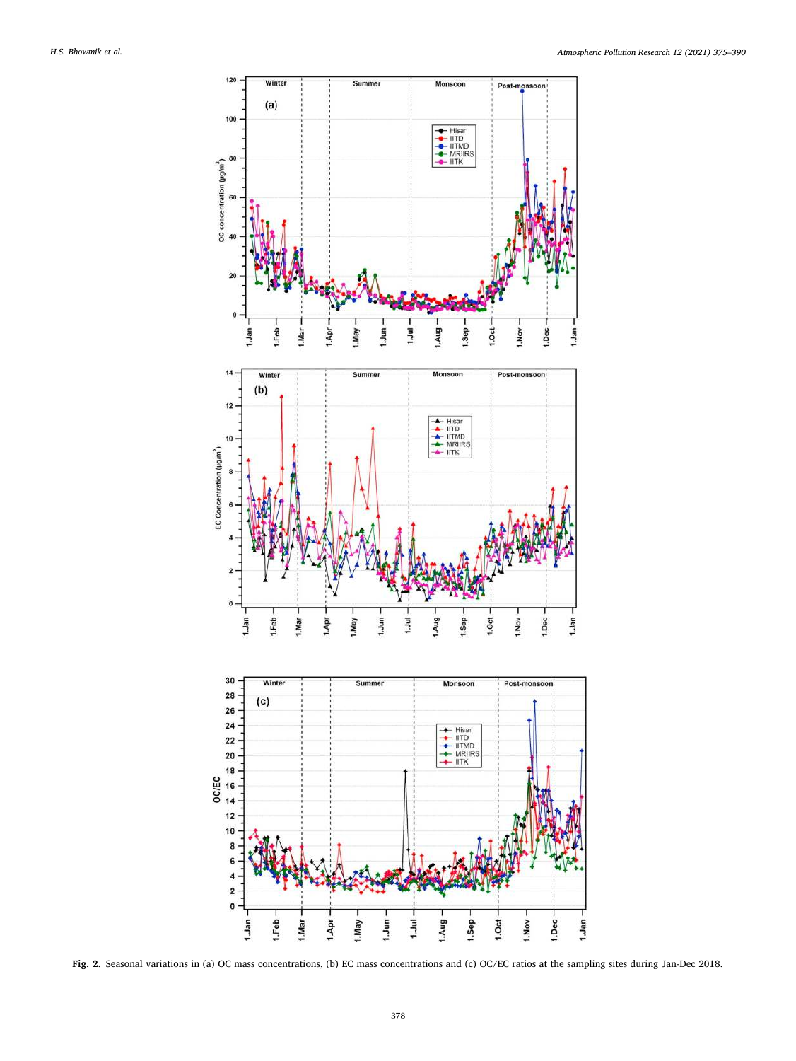**Fig. 2.** Seasonal variations in (a) OC mass concentrations, (b) EC mass concentrations and (c) OC/EC ratios at the sampling sites during Jan-Dec 2018.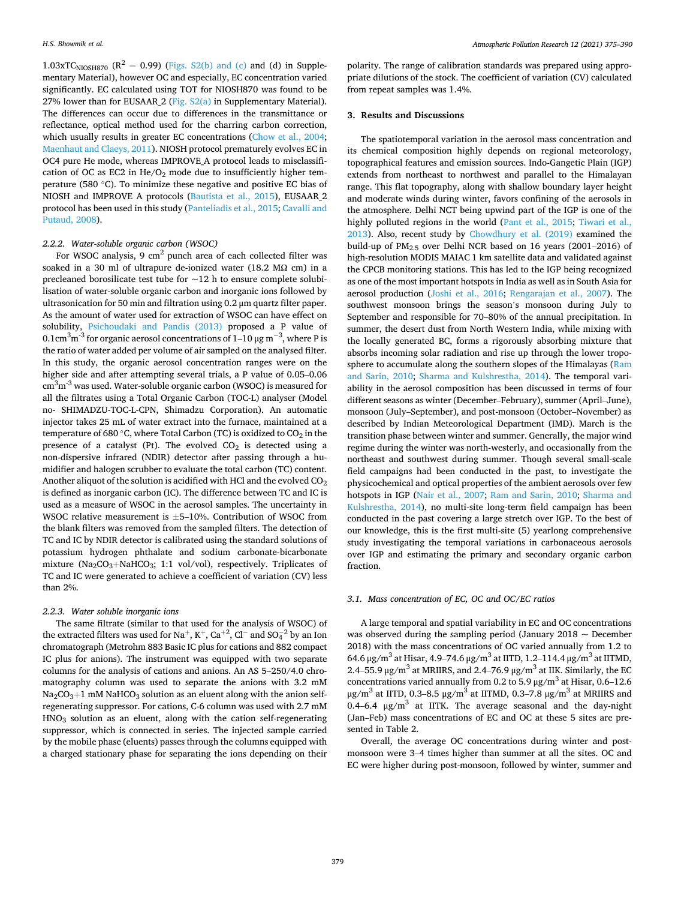1.03xTC$_{NIOSH870}$ ($R^2$ = 0.99) (Figs. S2(b) and (c) and (d) in Supplementary Material), however OC and especially, EC concentration varied significantly. EC calculated using TOT for NIOSH870 was found to be 27% lower than for EUSAAR_2 (Fig. S2(a) in Supplementary Material). The differences can occur due to differences in the transmittance or reflectance, optical method used for the charring carbon correction, which usually results in greater EC concentrations (Chow et al., 2004; Maenhaut and Claeys, 2011). NIOSH protocol prematurely evolves EC in OC4 pure He mode, whereas IMPROVE_A protocol leads to misclassification of OC as EC2 in He/$O_2$ mode due to insufficiently higher temperature (580 °C). To minimize these negative and positive EC bias of NIOSH and IMPROVE A protocols (Bautista et al., 2015), EUSAAR_2 protocol has been used in this study (Panteliadis et al., 2015; Cavalli and Putaud, 2008).

### 2.2.2. Water-soluble organic carbon (WSOC)

For WSOC analysis, 9 $cm^2$ punch area of each collected filter was soaked in a 30 ml of ultrapure de-ionized water (18.2 MΩ cm) in a precleaned borosilicate test tube for ~12 h to ensure complete solubilisation of water-soluble organic carbon and inorganic ions followed by ultrasonication for 50 min and filtration using 0.2 μm quartz filter paper. As the amount of water used for extraction of WSOC can have effect on solubility, Psichoudaki and Pandis (2013) proposed a P value of 0.1$cm^3m^{-3}$ for organic aerosol concentrations of 1–10 μg $m^{-3}$, where P is the ratio of water added per volume of air sampled on the analysed filter. In this study, the organic aerosol concentration ranges were on the higher side and after attempting several trials, a P value of 0.05–0.06 $cm^3m^{-3}$ was used. Water-soluble organic carbon (WSOC) is measured for all the filtrates using a Total Organic Carbon (TOC-L) analyser (Model no- SHIMADZU-TOC-L-CPN, Shimadzu Corporation). An automatic injector takes 25 mL of water extract into the furnace, maintained at a temperature of 680 °C, where Total Carbon (TC) is oxidized to $CO_2$ in the presence of a catalyst (Pt). The evolved $CO_2$ is detected using a non-dispersive infrared (NDIR) detector after passing through a humidifier and halogen scrubber to evaluate the total carbon (TC) content. Another aliquot of the solution is acidified with HCl and the evolved $CO_2$ is defined as inorganic carbon (IC). The difference between TC and IC is used as a measure of WSOC in the aerosol samples. The uncertainty in WSOC relative measurement is ±5–10%. Contribution of WSOC from the blank filters was removed from the sampled filters. The detection of TC and IC by NDIR detector is calibrated using the standard solutions of potassium hydrogen phthalate and sodium carbonate-bicarbonate mixture ($Na_2CO_3$+$NaHCO_3$; 1:1 vol/vol), respectively. Triplicates of TC and IC were generated to achieve a coefficient of variation (CV) less than 2%.

### 2.2.3. Water soluble inorganic ions

The same filtrate (similar to that used for the analysis of WSOC) of the extracted filters was used for $Na^+$, $K^+$, $Ca^{+2}$, $Cl^-$ and $SO_4^{-2}$ by an Ion chromatograph (Metrohm 883 Basic IC plus for cations and 882 compact IC plus for anions). The instrument was equipped with two separate columns for the analysis of cations and anions. An AS 5–250/4.0 chromatography column was used to separate the anions with 3.2 mM $Na_2CO_3$+1 mM $NaHCO_3$ solution as an eluent along with the anion self-regenerating suppressor. For cations, C-6 column was used with 2.7 mM $HNO_3$ solution as an eluent, along with the cation self-regenerating suppressor, which is connected in series. The injected sample carried by the mobile phase (eluents) passes through the columns equipped with a charged stationary phase for separating the ions depending on their polarity. The range of calibration standards was prepared using appropriate dilutions of the stock. The coefficient of variation (CV) calculated from repeat samples was 1.4%.

## 3. Results and Discussions

The spatiotemporal variation in the aerosol mass concentration and its chemical composition highly depends on regional meteorology, topographical features and emission sources. Indo-Gangetic Plain (IGP) extends from northeast to northwest and parallel to the Himalayan range. This flat topography, along with shallow boundary layer height and moderate winds during winter, favors confining of the aerosols in the atmosphere. Delhi NCT being upwind part of the IGP is one of the highly polluted regions in the world (Pant et al., 2015; Tiwari et al., 2013). Also, recent study by Chowdhury et al. (2019) examined the build-up of $PM_{2.5}$ over Delhi NCR based on 16 years (2001–2016) of high-resolution MODIS MAIAC 1 km satellite data and validated against the CPCB monitoring stations. This has led to the IGP being recognized as one of the most important hotspots in India as well as in South Asia for aerosol production (Joshi et al., 2016; Rengarajan et al., 2007). The southwest monsoon brings the season's monsoon during July to September and responsible for 70–80% of the annual precipitation. In summer, the desert dust from North Western India, while mixing with the locally generated BC, forms a rigorously absorbing mixture that absorbs incoming solar radiation and rise up through the lower troposphere to accumulate along the southern slopes of the Himalayas (Ram and Sarin, 2010; Sharma and Kulshrestha, 2014). The temporal variability in the aerosol composition has been discussed in terms of four different seasons as winter (December–February), summer (April–June), monsoon (July–September), and post-monsoon (October–November) as described by Indian Meteorological Department (IMD). March is the transition phase between winter and summer. Generally, the major wind regime during the winter was north-westerly, and occasionally from the northeast and southwest during summer. Though several small-scale field campaigns had been conducted in the past, to investigate the physicochemical and optical properties of the ambient aerosols over few hotspots in IGP (Nair et al., 2007; Ram and Sarin, 2010; Sharma and Kulshrestha, 2014), no multi-site long-term field campaign has been conducted in the past covering a large stretch over IGP. To the best of our knowledge, this is the first multi-site (5) yearlong comprehensive study investigating the temporal variations in carbonaceous aerosols over IGP and estimating the primary and secondary organic carbon fraction.

### 3.1. Mass concentration of EC, OC and OC/EC ratios

A large temporal and spatial variability in EC and OC concentrations was observed during the sampling period (January 2018 ~ December 2018) with the mass concentrations of OC varied annually from 1.2 to 64.6 μg/$m^3$ at Hisar, 4.9–74.6 μg/$m^3$ at IITD, 1.2–114.4 μg/$m^3$ at IITMD, 2.4–55.9 μg/$m^3$ at MRIIRS, and 2.4–76.9 μg/$m^3$ at IIK. Similarly, the EC concentrations varied annually from 0.2 to 5.9 μg/$m^3$ at Hisar, 0.6–12.6 μg/$m^3$ at IITD, 0.3–8.5 μg/$m^3$ at IITMD, 0.3–7.8 μg/$m^3$ at MRIIRS and 0.4–6.4 μg/$m^3$ at IITK. The average seasonal and the day-night (Jan–Feb) mass concentrations of EC and OC at these 5 sites are presented in Table 2.

Overall, the average OC concentrations during winter and post-monsoon were 3–4 times higher than summer at all the sites. OC and EC were higher during post-monsoon, followed by winter, summer and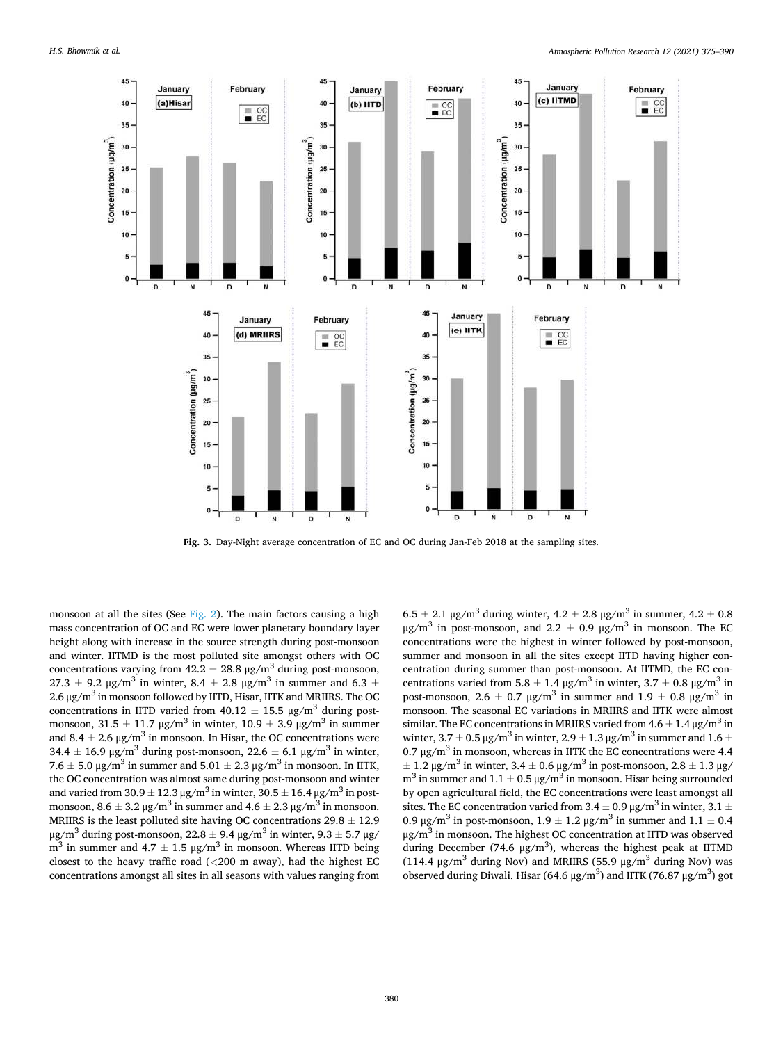Fig. 3. Day-Night average concentration of EC and OC during Jan-Feb 2018 at the sampling sites.

monsoon at all the sites (See Fig. 2). The main factors causing a high mass concentration of OC and EC were lower planetary boundary layer height along with increase in the source strength during post-monsoon and winter. IITMD is the most polluted site amongst others with OC concentrations varying from 42.2 ± 28.8 μg/m$^3$ during post-monsoon, 27.3 ± 9.2 μg/m$^3$ in winter, 8.4 ± 2.8 μg/m$^3$ in summer and 6.3 ± 2.6 μg/m$^3$ in monsoon followed by IITD, Hisar, IITK and MRIIRS. The OC concentrations in IITD varied from 40.12 ± 15.5 μg/m$^3$ during post-monsoon, 31.5 ± 11.7 μg/m$^3$ in winter, 10.9 ± 3.9 μg/m$^3$ in summer and 8.4 ± 2.6 μg/m$^3$ in monsoon. In Hisar, the OC concentrations were 34.4 ± 16.9 μg/m$^3$ during post-monsoon, 22.6 ± 6.1 μg/m$^3$ in winter, 7.6 ± 5.0 μg/m$^3$ in summer and 5.01 ± 2.3 μg/m$^3$ in monsoon. In IITK, the OC concentration was almost same during post-monsoon and winter and varied from 30.9 ± 12.3 μg/m$^3$ in winter, 30.5 ± 16.4 μg/m$^3$ in post-monsoon, 8.6 ± 3.2 μg/m$^3$ in summer and 4.6 ± 2.3 μg/m$^3$ in monsoon. MRIIRS is the least polluted site having OC concentrations 29.8 ± 12.9 μg/m$^3$ during post-monsoon, 22.8 ± 9.4 μg/m$^3$ in winter, 9.3 ± 5.7 μg/m$^3$ in summer and 4.7 ± 1.5 μg/m$^3$ in monsoon. Whereas IITD being closest to the heavy traffic road (<200 m away), had the highest EC concentrations amongst all sites in all seasons with values ranging from 6.5 ± 2.1 μg/m$^3$ during winter, 4.2 ± 2.8 μg/m$^3$ in summer, 4.2 ± 0.8 μg/m$^3$ in post-monsoon, and 2.2 ± 0.9 μg/m$^3$ in monsoon. The EC concentrations were the highest in winter followed by post-monsoon, summer and monsoon in all the sites except IITD having higher concentration during summer than post-monsoon. At IITMD, the EC concentrations varied from 5.8 ± 1.4 μg/m$^3$ in winter, 3.7 ± 0.8 μg/m$^3$ in post-monsoon, 2.6 ± 0.7 μg/m$^3$ in summer and 1.9 ± 0.8 μg/m$^3$ in monsoon. The seasonal EC variations in MRIIRS and IITK were almost similar. The EC concentrations in MRIIRS varied from 4.6 ± 1.4 μg/m$^3$ in winter, 3.7 ± 0.5 μg/m$^3$ in winter, 2.9 ± 1.3 μg/m$^3$ in summer and 1.6 ± 0.7 μg/m$^3$ in monsoon, whereas in IITK the EC concentrations were 4.4 ± 1.2 μg/m$^3$ in winter, 3.4 ± 0.6 μg/m$^3$ in post-monsoon, 2.8 ± 1.3 μg/m$^3$ in summer and 1.1 ± 0.5 μg/m$^3$ in monsoon. Hisar being surrounded by open agricultural field, the EC concentrations were least amongst all sites. The EC concentration varied from 3.4 ± 0.9 μg/m$^3$ in winter, 3.1 ± 0.9 μg/m$^3$ in post-monsoon, 1.9 ± 1.2 μg/m$^3$ during summer and 1.1 ± 0.4 μg/m$^3$ in monsoon. The highest OC concentration at IITD was observed during December (74.6 μg/m$^3$), whereas the highest peak at IITMD (114.4 μg/m$^3$ during Nov) and MRIIRS (55.9 μg/m$^3$ during Nov) was observed during Diwali. Hisar (64.6 μg/m$^3$) and IITK (76.87 μg/m$^3$) got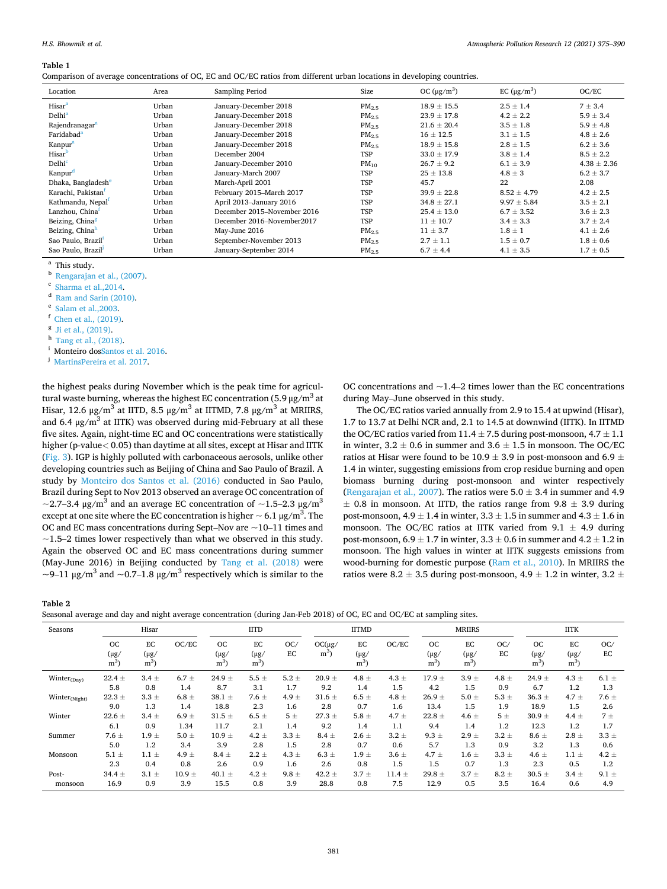**Table 1**
Comparison of average concentrations of OC, EC and OC/EC ratios from different urban locations in developing countries.

| Location | Area | Sampling Period | Size | OC (μg/m$^3$) | EC (μg/m$^3$) | OC/EC |
|---|---|---|---|---|---|---|
| Hisar[a] | Urban | January-December 2018 | $PM_{2.5}$ | 18.9 ± 15.5 | 2.5 ± 1.4 | 7 ± 3.4 |
| Delhi[a] | Urban | January-December 2018 | $PM_{2.5}$ | 23.9 ± 17.8 | 4.2 ± 2.2 | 5.9 ± 3.4 |
| Rajendranagar[a] | Urban | January-December 2018 | $PM_{2.5}$ | 21.6 ± 20.4 | 3.5 ± 1.8 | 5.9 ± 4.8 |
| Faridabad[a] | Urban | January-December 2018 | $PM_{2.5}$ | 16 ± 12.5 | 3.1 ± 1.5 | 4.8 ± 2.6 |
| Kanpur[a] | Urban | January-December 2018 | $PM_{2.5}$ | 18.9 ± 15.8 | 2.8 ± 1.5 | 6.2 ± 3.6 |
| Hisar[b] | Urban | December 2004 | TSP | 33.0 ± 17.9 | 3.8 ± 1.4 | 8.5 ± 2.2 |
| Delhi[c] | Urban | January-December 2010 | $PM_{10}$ | 26.7 ± 9.2 | 6.1 ± 3.9 | 4.38 ± 2.36 |
| Kanpur[d] | Urban | January-March 2007 | TSP | 25 ± 13.8 | 4.8 ± 3 | 6.2 ± 3.7 |
| Dhaka, Bangladesh[e] | Urban | March-April 2001 | TSP | 45.7 | 22 | 2.08 |
| Karachi, Pakistan[f] | Urban | February 2015–March 2017 | TSP | 39.9 ± 22.8 | 8.52 ± 4.79 | 4.2 ± 2.5 |
| Kathmandu, Nepal[f] | Urban | April 2013–January 2016 | TSP | 34.8 ± 27.1 | 9.97 ± 5.84 | 3.5 ± 2.1 |
| Lanzhou, China[f] | Urban | December 2015–November 2016 | TSP | 25.4 ± 13.0 | 6.7 ± 3.52 | 3.6 ± 2.3 |
| Beizing, China[g] | Urban | December 2016–November2017 | TSP | 11 ± 10.7 | 3.4 ± 3.3 | 3.7 ± 2.4 |
| Beizing, China[h] | Urban | May-June 2016 | $PM_{2.5}$ | 11 ± 3.7 | 1.8 ± 1 | 4.1 ± 2.6 |
| Sao Paulo, Brazil[i] | Urban | September-November 2013 | $PM_{2.5}$ | 2.7 ± 1.1 | 1.5 ± 0.7 | 1.8 ± 0.6 |
| Sao Paulo, Brazil[j] | Urban | January-September 2014 | $PM_{2.5}$ | 6.7 ± 4.4 | 4.1 ± 3.5 | 1.7 ± 0.5 |

[a] This study.
[b] Rengarajan et al., (2007).
[c] Sharma et al.,2014.
[d] Ram and Sarin (2010).
[e] Salam et al.,2003.
[f] Chen et al., (2019).
[g] Ji et al., (2019).
[h] Tang et al., (2018).
[i] Monteiro dosSantos et al. 2016.
[j] MartinsPereira et al. 2017.

the highest peaks during November which is the peak time for agricultural waste burning, whereas the highest EC concentration (5.9 μg/m$^3$ at Hisar, 12.6 μg/m$^3$ at IITD, 8.5 μg/m$^3$ at IITMD, 7.8 μg/m$^3$ at MRIIRS, and 6.4 μg/m$^3$ at IITK) was observed during mid-February at all these five sites. Again, night-time EC and OC concentrations were statistically higher (p-value< 0.05) than daytime at all sites, except at Hisar and IITK (Fig. 3). IGP is highly polluted with carbonaceous aerosols, unlike other developing countries such as Beijing of China and Sao Paulo of Brazil. A study by Monteiro dos Santos et al. (2016) conducted in Sao Paulo, Brazil during Sept to Nov 2013 observed an average OC concentration of ~2.7–3.4 μg/m$^3$ and an average EC concentration of ~1.5–2.3 μg/m$^3$ except at one site where the EC concentration is higher ~ 6.1 μg/m$^3$. The OC and EC mass concentrations during Sept–Nov are ~10–11 times and ~1.5–2 times lower respectively than what we observed in this study. Again the observed OC and EC mass concentrations during summer (May-June 2016) in Beijing conducted by Tang et al. (2018) were ~9–11 μg/m$^3$ and ~0.7–1.8 μg/m$^3$ respectively which is similar to the OC concentrations and ~1.4–2 times lower than the EC concentrations during May–June observed in this study.

The OC/EC ratios varied annually from 2.9 to 15.4 at upwind (Hisar), 1.7 to 13.7 at Delhi NCR and, 2.1 to 14.5 at downwind (IITK). In IITMD the OC/EC ratios varied from 11.4 ± 7.5 during post-monsoon, 4.7 ± 1.1 in winter, 3.2 ± 0.6 in summer and 3.6 ± 1.5 in monsoon. The OC/EC ratios at Hisar were found to be 10.9 ± 3.9 in post-monsoon and 6.9 ± 1.4 in winter, suggesting emissions from crop residue burning and open biomass burning during post-monsoon and winter respectively (Rengarajan et al., 2007). The ratios were 5.0 ± 3.4 in summer and 4.9 ± 0.8 in monsoon. At IITD, the ratios range from 9.8 ± 3.9 during post-monsoon, 4.9 ± 1.4 in winter, 3.3 ± 1.5 in summer and 4.3 ± 1.6 in monsoon. The OC/EC ratios at IITK varied from 9.1 ± 4.9 during post-monsoon, 6.9 ± 1.7 in winter, 3.3 ± 0.6 in summer and 4.2 ± 1.2 in monsoon. The high values in winter at IITK suggests emissions from wood-burning for domestic purpose (Ram et al., 2010). In MRIIRS the ratios were 8.2 ± 3.5 during post-monsoon, 4.9 ± 1.2 in winter, 3.2 ±

**Table 2**
Seasonal average and day and night average concentration (during Jan-Feb 2018) of OC, EC and OC/EC at sampling sites.

| Seasons | Hisar | | | IITD | | | IITMD | | | MRIIRS | | | IITK | | |
|---|---|---|---|---|---|---|---|---|---|---|---|---|---|---|---|
| | OC (μg/m$^3$) | EC (μg/m$^3$) | OC/EC | OC (μg/m$^3$) | EC (μg/m$^3$) | OC/EC | OC(μg/m$^3$) | EC (μg/m$^3$) | OC/EC | OC (μg/m$^3$) | EC (μg/m$^3$) | OC/EC | OC (μg/m$^3$) | EC (μg/m$^3$) | OC/EC |
| Winter$_{(Day)}$ | 22.4 ± 5.8 | 3.4 ± 0.8 | 6.7 ± 1.4 | 24.9 ± 8.7 | 5.5 ± 3.1 | 5.2 ± 1.7 | 20.9 ± 9.2 | 4.8 ± 1.4 | 4.3 ± 1.5 | 17.9 ± 4.2 | 3.9 ± 1.5 | 4.8 ± 0.9 | 24.9 ± 6.7 | 4.3 ± 1.2 | 6.1 ± 1.3 |
| Winter$_{(Night)}$ | 22.3 ± 9.0 | 3.3 ± 1.3 | 6.8 ± 1.4 | 38.1 ± 18.8 | 7.6 ± 2.3 | 4.9 ± 1.6 | 31.6 ± 2.8 | 6.5 ± 0.7 | 4.8 ± 1.6 | 26.9 ± 13.4 | 5.0 ± 1.5 | 5.3 ± 1.9 | 36.3 ± 18.9 | 4.7 ± 1.5 | 7.6 ± 2.6 |
| Winter | 22.6 ± 6.1 | 3.4 ± 0.9 | 6.9 ± 1.34 | 31.5 ± 11.7 | 6.5 ± 2.1 | 5 ± 1.4 | 27.3 ± 9.2 | 5.8 ± 1.4 | 4.7 ± 1.1 | 22.8 ± 9.4 | 4.6 ± 1.4 | 5 ± 1.2 | 30.9 ± 12.3 | 4.4 ± 1.2 | 7 ± 1.7 |
| Summer | 7.6 ± 5.0 | 1.9 ± 1.2 | 5.0 ± 3.4 | 10.9 ± 3.9 | 4.2 ± 2.8 | 3.3 ± 1.5 | 8.4 ± 2.8 | 2.6 ± 0.7 | 3.2 ± 0.6 | 9.3 ± 5.7 | 2.9 ± 1.3 | 3.2 ± 0.9 | 8.6 ± 3.2 | 2.8 ± 1.3 | 3.3 ± 0.6 |
| Monsoon | 5.1 ± 2.3 | 1.1 ± 0.4 | 4.9 ± 0.8 | 8.4 ± 2.6 | 2.2 ± 0.9 | 4.3 ± 1.6 | 6.3 ± 2.6 | 1.9 ± 0.8 | 3.6 ± 1.5 | 4.7 ± 1.5 | 1.6 ± 0.7 | 3.3 ± 1.3 | 4.6 ± 2.3 | 1.1 ± 0.5 | 4.2 ± 1.2 |
| Post-monsoon | 34.4 ± 16.9 | 3.1 ± 0.9 | 10.9 ± 3.9 | 40.1 ± 15.5 | 4.2 ± 0.8 | 9.8 ± 3.9 | 42.2 ± 28.8 | 3.7 ± 0.8 | 11.4 ± 7.5 | 29.8 ± 12.9 | 3.7 ± 0.5 | 8.2 ± 3.5 | 30.5 ± 16.4 | 3.4 ± 0.6 | 9.1 ± 4.9 |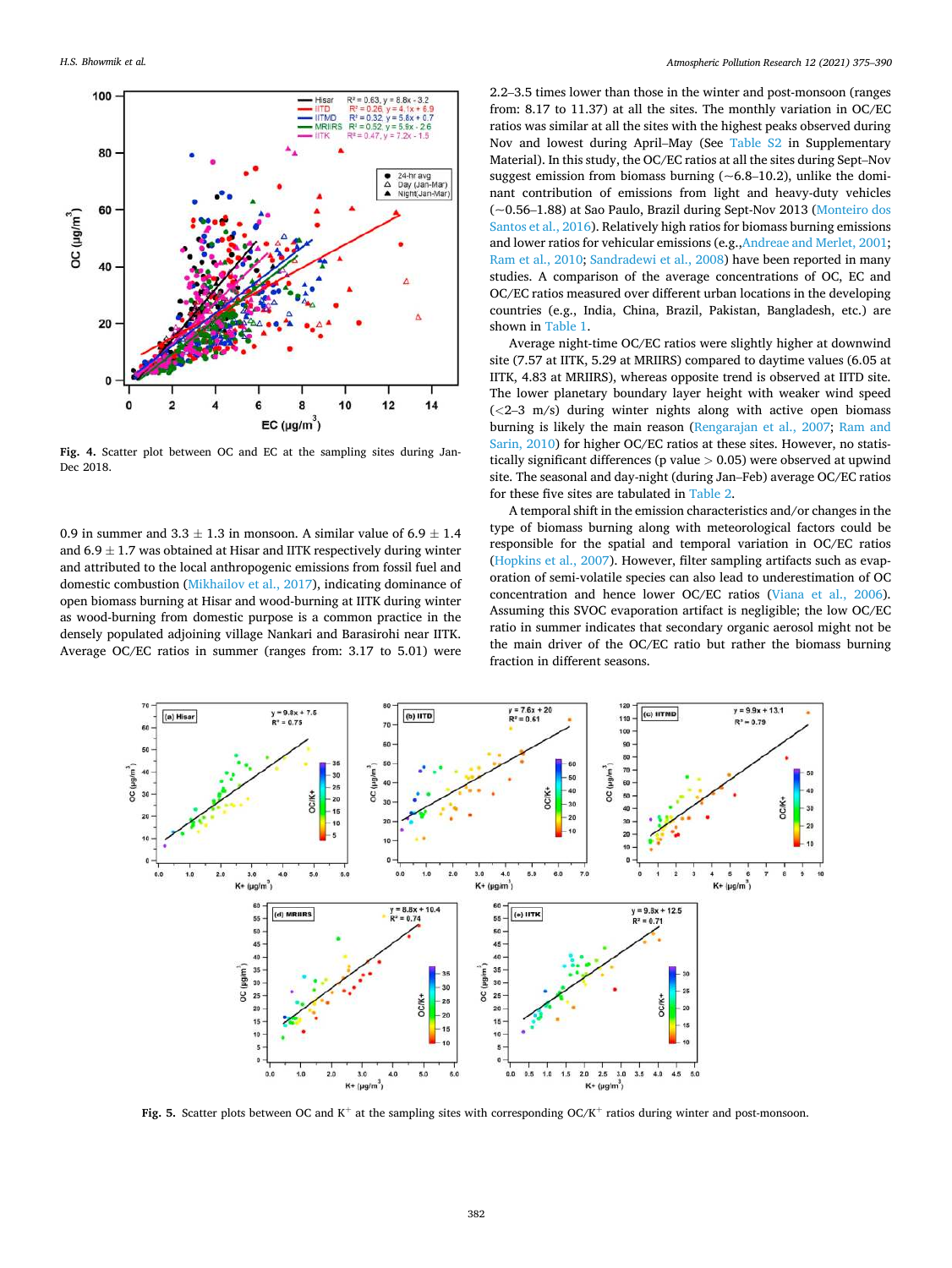Fig. 4. Scatter plot between OC and EC at the sampling sites during Jan-Dec 2018.

0.9 in summer and 3.3 ± 1.3 in monsoon. A similar value of 6.9 ± 1.4 and 6.9 ± 1.7 was obtained at Hisar and IITK respectively during winter and attributed to the local anthropogenic emissions from fossil fuel and domestic combustion (Mikhailov et al., 2017), indicating dominance of open biomass burning at Hisar and wood-burning at IITK during winter as wood-burning from domestic purpose is a common practice in the densely populated adjoining village Nankari and Barasirohi near IITK. Average OC/EC ratios in summer (ranges from: 3.17 to 5.01) were 2.2–3.5 times lower than those in the winter and post-monsoon (ranges from: 8.17 to 11.37) at all the sites. The monthly variation in OC/EC ratios was similar at all the sites with the highest peaks observed during Nov and lowest during April–May (See Table S2 in Supplementary Material). In this study, the OC/EC ratios at all the sites during Sept–Nov suggest emission from biomass burning (~6.8–10.2), unlike the dominant contribution of emissions from light and heavy-duty vehicles (~0.56–1.88) at Sao Paulo, Brazil during Sept-Nov 2013 (Monteiro dos Santos et al., 2016). Relatively high ratios for biomass burning emissions and lower ratios for vehicular emissions (e.g.,Andreae and Merlet, 2001; Ram et al., 2010; Sandradewi et al., 2008) have been reported in many studies. A comparison of the average concentrations of OC, EC and OC/EC ratios measured over different urban locations in the developing countries (e.g., India, China, Brazil, Pakistan, Bangladesh, etc.) are shown in Table 1.

Average night-time OC/EC ratios were slightly higher at downwind site (7.57 at IITK, 5.29 at MRIIRS) compared to daytime values (6.05 at IITK, 4.83 at MRIIRS), whereas opposite trend is observed at IITD site. The lower planetary boundary layer height with weaker wind speed (<2–3 m/s) during winter nights along with active open biomass burning is likely the main reason (Rengarajan et al., 2007; Ram and Sarin, 2010) for higher OC/EC ratios at these sites. However, no statistically significant differences (p value > 0.05) were observed at upwind site. The seasonal and day-night (during Jan–Feb) average OC/EC ratios for these five sites are tabulated in Table 2.

A temporal shift in the emission characteristics and/or changes in the type of biomass burning along with meteorological factors could be responsible for the spatial and temporal variation in OC/EC ratios (Hopkins et al., 2007). However, filter sampling artifacts such as evaporation of semi-volatile species can also lead to underestimation of OC concentration and hence lower OC/EC ratios (Viana et al., 2006). Assuming this SVOC evaporation artifact is negligible; the low OC/EC ratio in summer indicates that secondary organic aerosol might not be the main driver of the OC/EC ratio but rather the biomass burning fraction in different seasons.

Fig. 5. Scatter plots between OC and $K^+$ at the sampling sites with corresponding $OC/K^+$ ratios during winter and post-monsoon.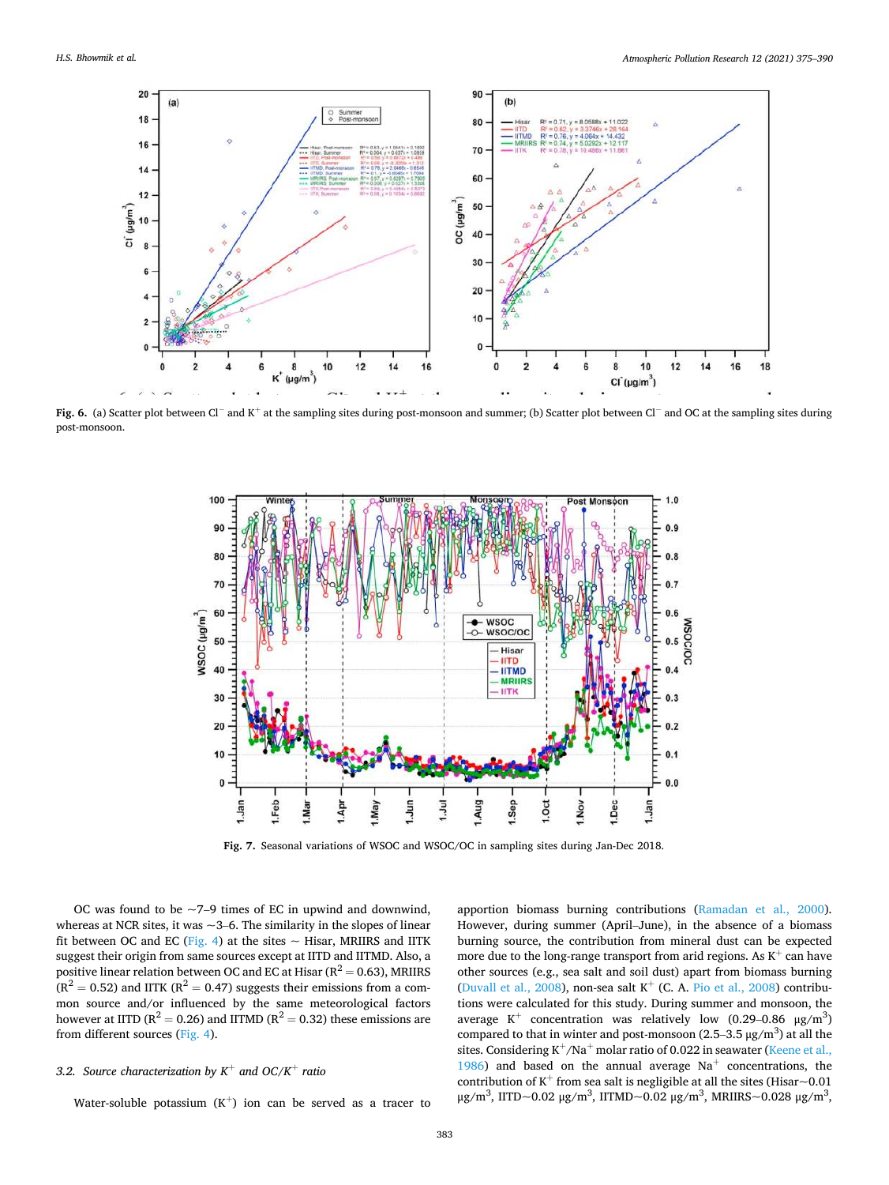**Fig. 6.** (a) Scatter plot between $Cl^-$ and $K^+$ at the sampling sites during post-monsoon and summer; (b) Scatter plot between $Cl^-$ and OC at the sampling sites during post-monsoon.

**Fig. 7.** Seasonal variations of WSOC and WSOC/OC in sampling sites during Jan-Dec 2018.

OC was found to be ~7–9 times of EC in upwind and downwind, whereas at NCR sites, it was ~3–6. The similarity in the slopes of linear fit between OC and EC (Fig. 4) at the sites ~ Hisar, MRIIRS and IITK suggest their origin from same sources except at IITD and IITMD. Also, a positive linear relation between OC and EC at Hisar ($R^2 = 0.63$), MRIIRS ($R^2 = 0.52$) and IITK ($R^2 = 0.47$) suggests their emissions from a common source and/or influenced by the same meteorological factors however at IITD ($R^2 = 0.26$) and IITMD ($R^2 = 0.32$) these emissions are from different sources (Fig. 4).

### *3.2. Source characterization by $K^+$ and OC/$K^+$ ratio*

Water-soluble potassium ($K^+$) ion can be served as a tracer to apportion biomass burning contributions (Ramadan et al., 2000). However, during summer (April–June), in the absence of a biomass burning source, the contribution from mineral dust can be expected more due to the long-range transport from arid regions. As $K^+$ can have other sources (e.g., sea salt and soil dust) apart from biomass burning (Duvall et al., 2008), non-sea salt $K^+$ (C. A. Pio et al., 2008) contributions were calculated for this study. During summer and monsoon, the average $K^+$ concentration was relatively low (0.29–0.86 μg/m$^3$) compared to that in winter and post-monsoon (2.5–3.5 μg/m$^3$) at all the sites. Considering $K^+/Na^+$ molar ratio of 0.022 in seawater (Keene et al., 1986) and based on the annual average $Na^+$ concentrations, the contribution of $K^+$ from sea salt is negligible at all the sites (Hisar~0.01 μg/m$^3$, IITD~0.02 μg/m$^3$, IITMD~0.02 μg/m$^3$, MRIIRS~0.028 μg/m$^3$,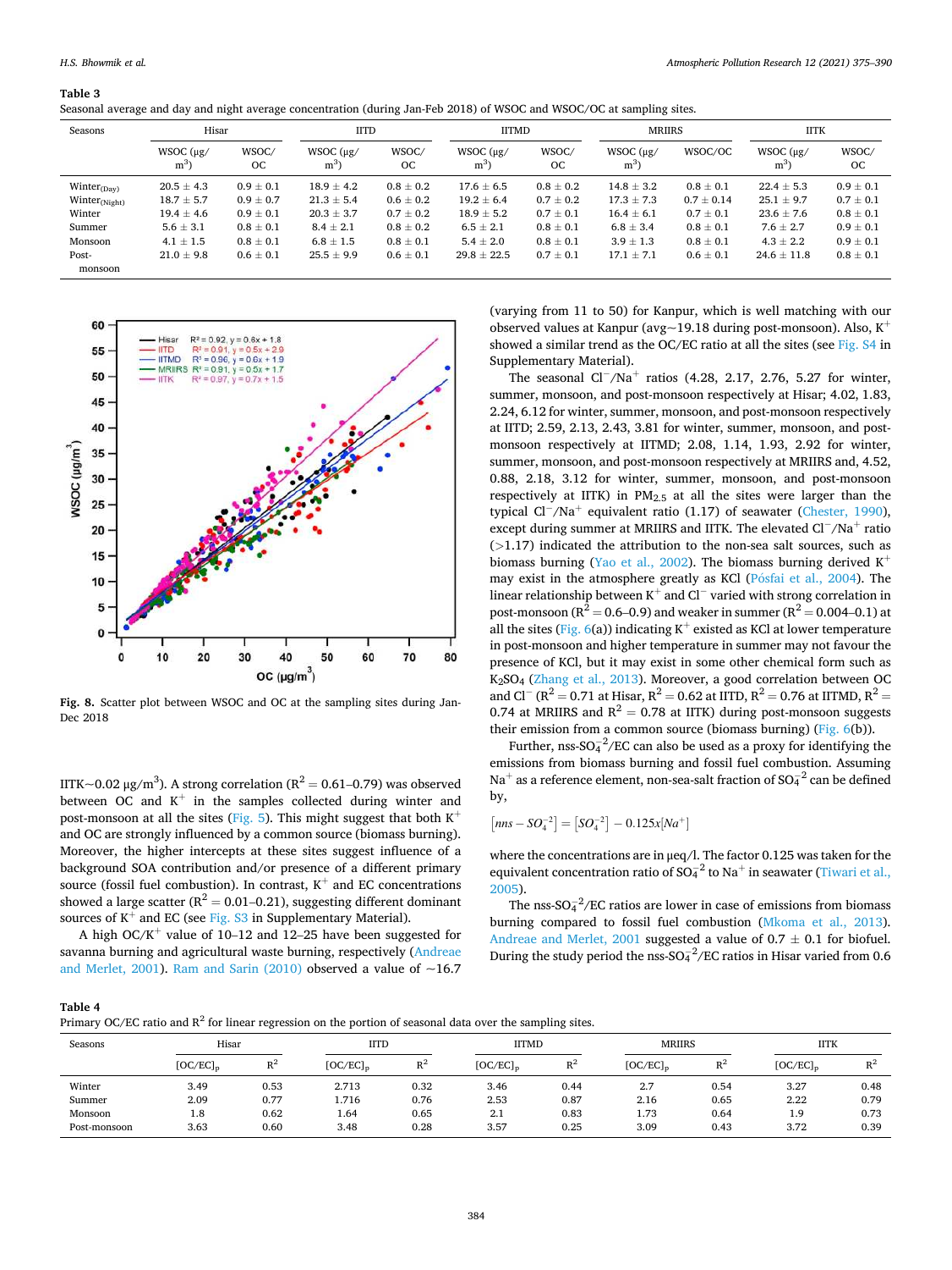**Table 3**
Seasonal average and day and night average concentration (during Jan-Feb 2018) of WSOC and WSOC/OC at sampling sites.

| Seasons | Hisar | | IITD | | IITMD | | MRIIRS | | IITK | |
|---|---|---|---|---|---|---|---|---|---|---|
| | WSOC (μg/m$^3$) | WSOC/OC | WSOC (μg/m$^3$) | WSOC/OC | WSOC (μg/m$^3$) | WSOC/OC | WSOC (μg/m$^3$) | WSOC/OC | WSOC (μg/m$^3$) | WSOC/OC |
| Winter$_{(Day)}$ | 20.5 ± 4.3 | 0.9 ± 0.1 | 18.9 ± 4.2 | 0.8 ± 0.2 | 17.6 ± 6.5 | 0.8 ± 0.2 | 14.8 ± 3.2 | 0.8 ± 0.1 | 22.4 ± 5.3 | 0.9 ± 0.1 |
| Winter$_{(Night)}$ | 18.7 ± 5.7 | 0.9 ± 0.7 | 21.3 ± 5.4 | 0.6 ± 0.2 | 19.2 ± 6.4 | 0.7 ± 0.2 | 17.3 ± 7.3 | 0.7 ± 0.14 | 25.1 ± 9.7 | 0.7 ± 0.1 |
| Winter | 19.4 ± 4.6 | 0.9 ± 0.1 | 20.3 ± 3.7 | 0.7 ± 0.2 | 18.9 ± 5.2 | 0.7 ± 0.1 | 16.4 ± 6.1 | 0.7 ± 0.1 | 23.6 ± 7.6 | 0.8 ± 0.1 |
| Summer | 5.6 ± 3.1 | 0.8 ± 0.1 | 8.4 ± 2.1 | 0.8 ± 0.2 | 6.5 ± 2.1 | 0.8 ± 0.1 | 6.8 ± 3.4 | 0.8 ± 0.1 | 7.6 ± 2.7 | 0.9 ± 0.1 |
| Monsoon | 4.1 ± 1.5 | 0.8 ± 0.1 | 6.8 ± 1.5 | 0.8 ± 0.1 | 5.4 ± 2.0 | 0.8 ± 0.1 | 3.9 ± 1.3 | 0.8 ± 0.1 | 4.3 ± 2.2 | 0.9 ± 0.1 |
| Post-monsoon | 21.0 ± 9.8 | 0.6 ± 0.1 | 25.5 ± 9.9 | 0.6 ± 0.1 | 29.8 ± 22.5 | 0.7 ± 0.1 | 17.1 ± 7.1 | 0.6 ± 0.1 | 24.6 ± 11.8 | 0.8 ± 0.1 |

Fig. 8. Scatter plot between WSOC and OC at the sampling sites during Jan-Dec 2018

IITK~0.02 μg/m$^3$). A strong correlation ($R^2$ = 0.61–0.79) was observed between OC and $K^+$ in the samples collected during winter and post-monsoon at all the sites (Fig. 5). This might suggest that both $K^+$ and OC are strongly influenced by a common source (biomass burning). Moreover, the higher intercepts at these sites suggest influence of a background SOA contribution and/or presence of a different primary source (fossil fuel combustion). In contrast, $K^+$ and EC concentrations showed a large scatter ($R^2$ = 0.01–0.21), suggesting different dominant sources of $K^+$ and EC (see Fig. S3 in Supplementary Material).

A high OC/$K^+$ value of 10–12 and 12–25 have been suggested for savanna burning and agricultural waste burning, respectively (Andreae and Merlet, 2001). Ram and Sarin (2010) observed a value of ~16.7 (varying from 11 to 50) for Kanpur, which is well matching with our observed values at Kanpur (avg~19.18 during post-monsoon). Also, $K^+$ showed a similar trend as the OC/EC ratio at all the sites (see Fig. S4 in Supplementary Material).

The seasonal $Cl^-/Na^+$ ratios (4.28, 2.17, 2.76, 5.27 for winter, summer, monsoon, and post-monsoon respectively at Hisar; 4.02, 1.83, 2.24, 6.12 for winter, summer, monsoon, and post-monsoon respectively at IITD; 2.59, 2.13, 2.43, 3.81 for winter, summer, monsoon, and post-monsoon respectively at IITMD; 2.08, 1.14, 1.93, 2.92 for winter, summer, monsoon, and post-monsoon respectively at MRIIRS and, 4.52, 0.88, 2.18, 3.12 for winter, summer, monsoon, and post-monsoon respectively at IITK) in $PM_{2.5}$ at all the sites were larger than the typical $Cl^-/Na^+$ equivalent ratio (1.17) of seawater (Chester, 1990), except during summer at MRIIRS and IITK. The elevated $Cl^-/Na^+$ ratio (>1.17) indicated the attribution to the non-sea salt sources, such as biomass burning (Yao et al., 2002). The biomass burning derived $K^+$ may exist in the atmosphere greatly as KCl (Pósfai et al., 2004). The linear relationship between $K^+$ and $Cl^-$ varied with strong correlation in post-monsoon ($R^2$ = 0.6–0.9) and weaker in summer ($R^2$ = 0.004–0.1) at all the sites (Fig. 6(a)) indicating $K^+$ existed as KCl at lower temperature in post-monsoon and higher temperature in summer may not favour the presence of KCl, but it may exist in some other chemical form such as $K_2SO_4$ (Zhang et al., 2013). Moreover, a good correlation between OC and $Cl^-$ ($R^2$ = 0.71 at Hisar, $R^2$ = 0.62 at IITD, $R^2$ = 0.76 at IITMD, $R^2$ = 0.74 at MRIIRS and $R^2$ = 0.78 at IITK) during post-monsoon suggests their emission from a common source (biomass burning) (Fig. 6(b)).

Further, nss-$SO_4^{-2}$/EC can also be used as a proxy for identifying the emissions from biomass burning and fossil fuel combustion. Assuming $Na^+$ as a reference element, non-sea-salt fraction of $SO_4^{-2}$ can be defined by,

$$[nns-SO_4^{-2}] = [SO_4^{-2}] - 0.125x[Na^+]$$

where the concentrations are in μeq/l. The factor 0.125 was taken for the equivalent concentration ratio of $SO_4^{-2}$ to $Na^+$ in seawater (Tiwari et al., 2005).

The nss-$SO_4^{-2}$/EC ratios are lower in case of emissions from biomass burning compared to fossil fuel combustion (Mkoma et al., 2013). Andreae and Merlet, 2001 suggested a value of 0.7 ± 0.1 for biofuel. During the study period the nss-$SO_4^{-2}$/EC ratios in Hisar varied from 0.6

**Table 4**
Primary OC/EC ratio and $R^2$ for linear regression on the portion of seasonal data over the sampling sites.

| Seasons | Hisar | | IITD | | IITMD | | MRIIRS | | IITK | |
|---|---|---|---|---|---|---|---|---|---|---|
| | $[OC/EC]_p$ | $R^2$ | $[OC/EC]_p$ | $R^2$ | $[OC/EC]_p$ | $R^2$ | $[OC/EC]_p$ | $R^2$ | $[OC/EC]_p$ | $R^2$ |
| Winter | 3.49 | 0.53 | 2.713 | 0.32 | 3.46 | 0.44 | 2.7 | 0.54 | 3.27 | 0.48 |
| Summer | 2.09 | 0.77 | 1.716 | 0.76 | 2.53 | 0.87 | 2.16 | 0.65 | 2.22 | 0.79 |
| Monsoon | 1.8 | 0.62 | 1.64 | 0.65 | 2.1 | 0.83 | 1.73 | 0.64 | 1.9 | 0.73 |
| Post-monsoon | 3.63 | 0.60 | 3.48 | 0.28 | 3.57 | 0.25 | 3.09 | 0.43 | 3.72 | 0.39 |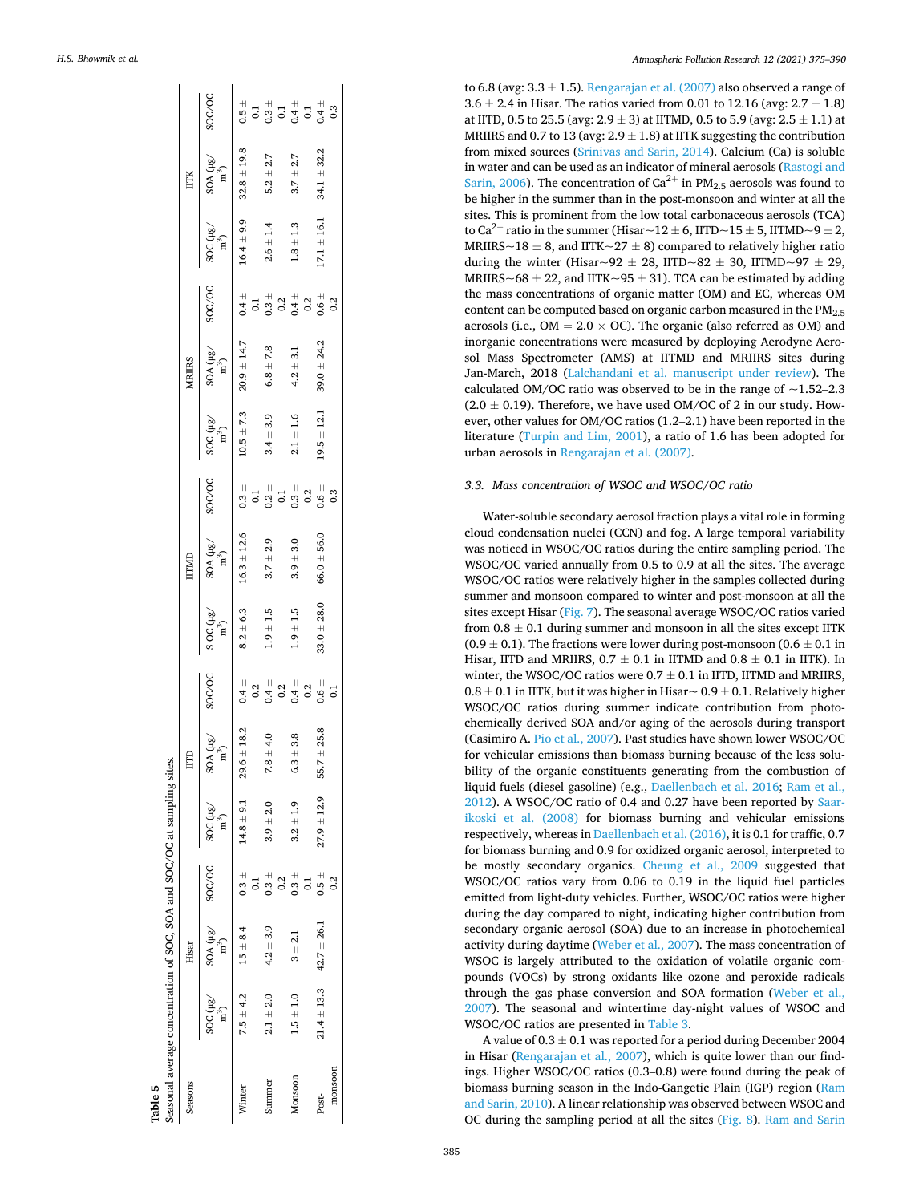**Table 5**
Seasonal average concentration of SOC, SOA and SOC/OC at sampling sites.

| Seasons | Hisar | | | IITD | | | IITMD | | | MRIIRS | | | IITK | | |
|---|---|---|---|---|---|---|---|---|---|---|---|---|---|---|---|
| | SOC (μg/m³) | SOA (μg/m³) | SOC/OC | SOC (μg/m³) | SOA (μg/m³) | SOC/OC | S OC (μg/m³) | SOA (μg/m³) | SOC/OC | SOC (μg/m³) | SOA (μg/m³) | SOC/OC | SOC (μg/m³) | SOA (μg/m³) | SOC/OC |
| Winter | 7.5 ± 4.2 | 15 ± 8.4 | 0.3 ± 0.1 | 14.8 ± 9.1 | 29.6 ± 18.2 | 0.4 ± 0.2 | 8.2 ± 6.3 | 16.3 ± 12.6 | 0.3 ± 0.1 | 10.5 ± 7.3 | 20.9 ± 14.7 | 0.4 ± 0.1 | 16.4 ± 9.9 | 32.8 ± 19.8 | 0.5 ± 0.1 |
| Summer | 2.1 ± 2.0 | 4.2 ± 3.9 | 0.3 ± 0.2 | 3.9 ± 2.0 | 7.8 ± 4.0 | 0.4 ± 0.2 | 1.9 ± 1.5 | 3.7 ± 2.9 | 0.2 ± 0.1 | 3.4 ± 3.9 | 6.8 ± 7.8 | 0.3 ± 0.2 | 2.6 ± 1.4 | 5.2 ± 2.7 | 0.3 ± 0.1 |
| Monsoon | 1.5 ± 1.0 | 3 ± 2.1 | 0.3 ± 0.1 | 3.2 ± 1.9 | 6.3 ± 3.8 | 0.4 ± 0.2 | 1.9 ± 1.5 | 3.9 ± 3.0 | 0.3 ± 0.2 | 2.1 ± 1.6 | 4.2 ± 3.1 | 0.4 ± 0.2 | 1.8 ± 1.3 | 3.7 ± 2.7 | 0.4 ± 0.1 |
| Post-monsoon | 21.4 ± 13.3 | 42.7 ± 26.1 | 0.5 ± 0.2 | 27.9 ± 12.9 | 55.7 ± 25.8 | 0.6 ± 0.1 | 33.0 ± 28.0 | 66.0 ± 56.0 | 0.6 ± 0.3 | 19.5 ± 12.1 | 39.0 ± 24.2 | 0.6 ± 0.2 | 17.1 ± 16.1 | 34.1 ± 32.2 | 0.4 ± 0.3 |

to 6.8 (avg: 3.3 ± 1.5). Rengarajan et al. (2007) also observed a range of 3.6 ± 2.4 in Hisar. The ratios varied from 0.01 to 12.16 (avg: 2.7 ± 1.8) at IITD, 0.5 to 25.5 (avg: 2.9 ± 3) at IITMD, 0.5 to 5.9 (avg: 2.5 ± 1.1) at MRIIRS and 0.7 to 13 (avg: 2.9 ± 1.8) at IITK suggesting the contribution from mixed sources (Srinivas and Sarin, 2014). Calcium (Ca) is soluble in water and can be used as an indicator of mineral aerosols (Rastogi and Sarin, 2006). The concentration of $Ca^{2+}$ in $PM_{2.5}$ aerosols was found to be higher in the summer than in the post-monsoon and winter at all the sites. This is prominent from the low total carbonaceous aerosols (TCA) to $Ca^{2+}$ ratio in the summer (Hisar~12 ± 6, IITD~15 ± 5, IITMD~9 ± 2, MRIIRS~18 ± 8, and IITK~27 ± 8) compared to relatively higher ratio during the winter (Hisar~92 ± 28, IITD~82 ± 30, IITMD~97 ± 29, MRIIRS~68 ± 22, and IITK~95 ± 31). TCA can be estimated by adding the mass concentrations of organic matter (OM) and EC, whereas OM content can be computed based on organic carbon measured in the $PM_{2.5}$ aerosols (i.e., OM = 2.0 × OC). The organic (also referred as OM) and inorganic concentrations were measured by deploying Aerodyne Aerosol Mass Spectrometer (AMS) at IITMD and MRIIRS sites during Jan-March, 2018 (Lalchandani et al. manuscript under review). The calculated OM/OC ratio was observed to be in the range of ~1.52–2.3 (2.0 ± 0.19). Therefore, we have used OM/OC of 2 in our study. However, other values for OM/OC ratios (1.2–2.1) have been reported in the literature (Turpin and Lim, 2001), a ratio of 1.6 has been adopted for urban aerosols in Rengarajan et al. (2007).

### 3.3. Mass concentration of WSOC and WSOC/OC ratio

Water-soluble secondary aerosol fraction plays a vital role in forming cloud condensation nuclei (CCN) and fog. A large temporal variability was noticed in WSOC/OC ratios during the entire sampling period. The WSOC/OC varied annually from 0.5 to 0.9 at all the sites. The average WSOC/OC ratios were relatively higher in the samples collected during summer and monsoon compared to winter and post-monsoon at all the sites except Hisar (Fig. 7). The seasonal average WSOC/OC ratios varied from 0.8 ± 0.1 during summer and monsoon in all the sites except IITK (0.9 ± 0.1). The fractions were lower during post-monsoon (0.6 ± 0.1 in Hisar, IITD and MRIIRS, 0.7 ± 0.1 in IITMD and 0.8 ± 0.1 in IITK). In winter, the WSOC/OC ratios were 0.7 ± 0.1 in IITD, IITMD and MRIIRS, 0.8 ± 0.1 in IITK, but it was higher in Hisar~ 0.9 ± 0.1. Relatively higher WSOC/OC ratios during summer indicate contribution from photochemically derived SOA and/or aging of the aerosols during transport (Casimiro A. Pio et al., 2007). Past studies have shown lower WSOC/OC for vehicular emissions than biomass burning because of the less solubility of the organic constituents generating from the combustion of liquid fuels (diesel gasoline) (e.g., Daellenbach et al. 2016; Ram et al., 2012). A WSOC/OC ratio of 0.4 and 0.27 have been reported by Saarikoski et al. (2008) for biomass burning and vehicular emissions respectively, whereas in Daellenbach et al. (2016), it is 0.1 for traffic, 0.7 for biomass burning and 0.9 for oxidized organic aerosol, interpreted to be mostly secondary organics. Cheung et al., 2009 suggested that WSOC/OC ratios vary from 0.06 to 0.19 in the liquid fuel particles emitted from light-duty vehicles. Further, WSOC/OC ratios were higher during the day compared to night, indicating higher contribution from secondary organic aerosol (SOA) due to an increase in photochemical activity during daytime (Weber et al., 2007). The mass concentration of WSOC is largely attributed to the oxidation of volatile organic compounds (VOCs) by strong oxidants like ozone and peroxide radicals through the gas phase conversion and SOA formation (Weber et al., 2007). The seasonal and wintertime day-night values of WSOC and WSOC/OC ratios are presented in Table 3.

A value of 0.3 ± 0.1 was reported for a period during December 2004 in Hisar (Rengarajan et al., 2007), which is quite lower than our findings. Higher WSOC/OC ratios (0.3–0.8) were found during the peak of biomass burning season in the Indo-Gangetic Plain (IGP) region (Ram and Sarin, 2010). A linear relationship was observed between WSOC and OC during the sampling period at all the sites (Fig. 8). Ram and Sarin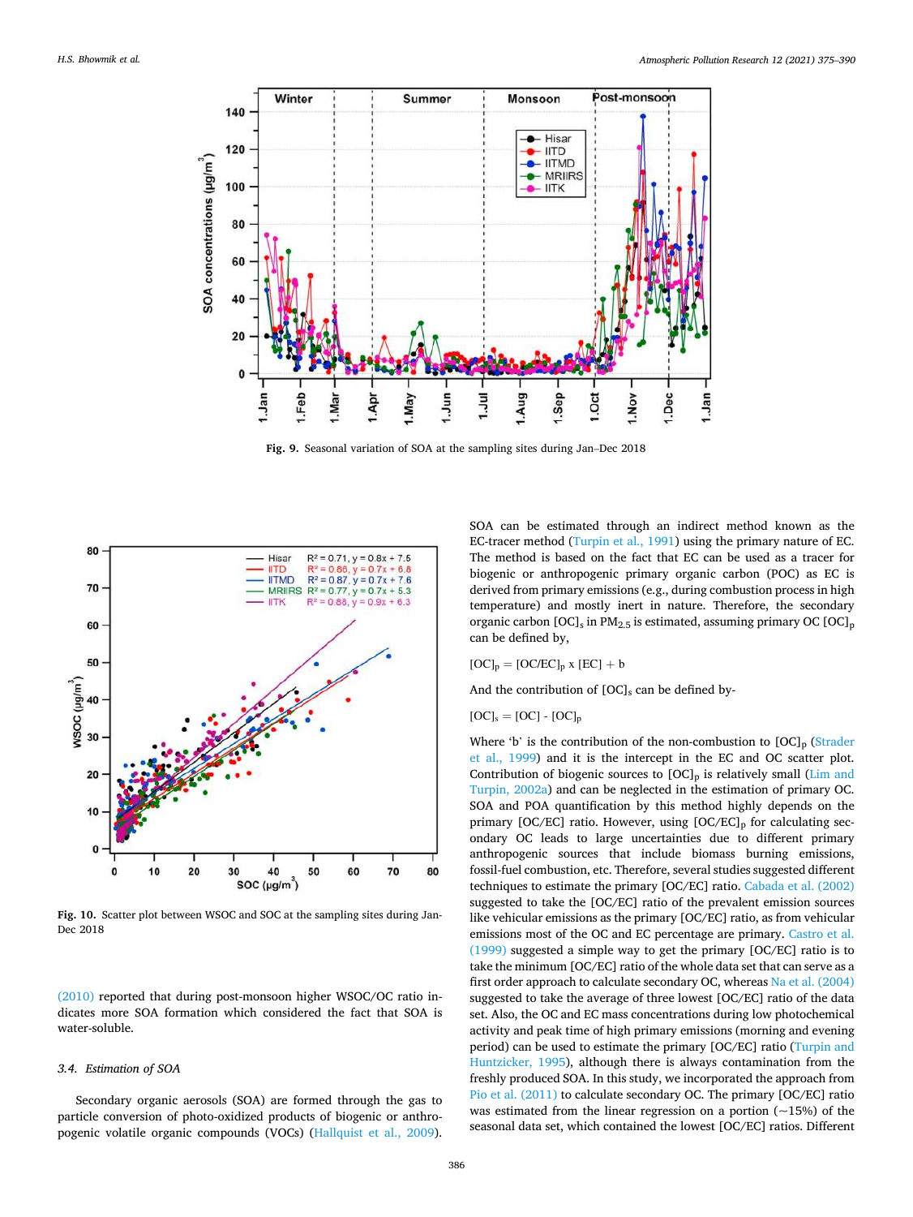Fig. 9. Seasonal variation of SOA at the sampling sites during Jan–Dec 2018

Fig. 10. Scatter plot between WSOC and SOC at the sampling sites during Jan-Dec 2018

(2010) reported that during post-monsoon higher WSOC/OC ratio indicates more SOA formation which considered the fact that SOA is water-soluble.

### 3.4. Estimation of SOA

Secondary organic aerosols (SOA) are formed through the gas to particle conversion of photo-oxidized products of biogenic or anthropogenic volatile organic compounds (VOCs) (Hallquist et al., 2009). SOA can be estimated through an indirect method known as the EC-tracer method (Turpin et al., 1991) using the primary nature of EC. The method is based on the fact that EC can be used as a tracer for biogenic or anthropogenic primary organic carbon (POC) as EC is derived from primary emissions (e.g., during combustion process in high temperature) and mostly inert in nature. Therefore, the secondary organic carbon $[OC]_s$ in $PM_{2.5}$ is estimated, assuming primary OC $[OC]_p$ can be defined by,

$$[OC]_p = [OC/EC]_p \times [EC] + b$$

And the contribution of $[OC]_s$ can be defined by-

$$[OC]_s = [OC] - [OC]_p$$

Where 'b' is the contribution of the non-combustion to $[OC]_p$ (Strader et al., 1999) and it is the intercept in the EC and OC scatter plot. Contribution of biogenic sources to $[OC]_p$ is relatively small (Lim and Turpin, 2002a) and can be neglected in the estimation of primary OC. SOA and POA quantification by this method highly depends on the primary [OC/EC] ratio. However, using $[OC/EC]_p$ for calculating secondary OC leads to large uncertainties due to different primary anthropogenic sources that include biomass burning emissions, fossil-fuel combustion, etc. Therefore, several studies suggested different techniques to estimate the primary [OC/EC] ratio. Cabada et al. (2002) suggested to take the [OC/EC] ratio of the prevalent emission sources like vehicular emissions as the primary [OC/EC] ratio, as from vehicular emissions most of the OC and EC percentage are primary. Castro et al. (1999) suggested a simple way to get the primary [OC/EC] ratio is to take the minimum [OC/EC] ratio of the whole data set that can serve as a first order approach to calculate secondary OC, whereas Na et al. (2004) suggested to take the average of three lowest [OC/EC] ratio of the data set. Also, the OC and EC mass concentrations during low photochemical activity and peak time of high primary emissions (morning and evening period) can be used to estimate the primary [OC/EC] ratio (Turpin and Huntzicker, 1995), although there is always contamination from the freshly produced SOA. In this study, we incorporated the approach from Pio et al. (2011) to calculate secondary OC. The primary [OC/EC] ratio was estimated from the linear regression on a portion (~15%) of the seasonal data set, which contained the lowest [OC/EC] ratios. Different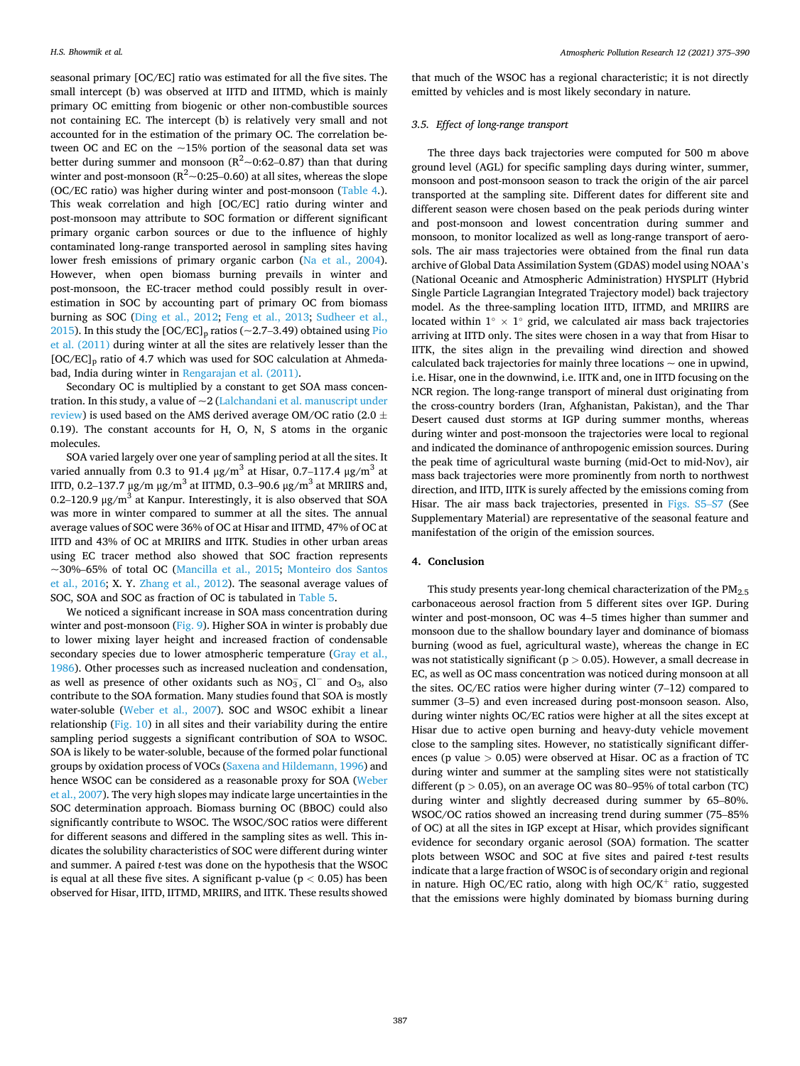seasonal primary [OC/EC] ratio was estimated for all the five sites. The small intercept (b) was observed at IITD and IITMD, which is mainly primary OC emitting from biogenic or other non-combustible sources not containing EC. The intercept (b) is relatively very small and not accounted for in the estimation of the primary OC. The correlation between OC and EC on the ~15% portion of the seasonal data set was better during summer and monsoon ($R^2$~0:62–0.87) than that during winter and post-monsoon ($R^2$~0:25–0.60) at all sites, whereas the slope (OC/EC ratio) was higher during winter and post-monsoon (Table 4.). This weak correlation and high [OC/EC] ratio during winter and post-monsoon may attribute to SOC formation or different significant primary organic carbon sources or due to the influence of highly contaminated long-range transported aerosol in sampling sites having lower fresh emissions of primary organic carbon (Na et al., 2004). However, when open biomass burning prevails in winter and post-monsoon, the EC-tracer method could possibly result in overestimation in SOC by accounting part of primary OC from biomass burning as SOC (Ding et al., 2012; Feng et al., 2013; Sudheer et al., 2015). In this study the $[OC/EC]_p$ ratios (~2.7–3.49) obtained using Pio et al. (2011) during winter at all the sites are relatively lesser than the $[OC/EC]_p$ ratio of 4.7 which was used for SOC calculation at Ahmedabad, India during winter in Rengarajan et al. (2011).

Secondary OC is multiplied by a constant to get SOA mass concentration. In this study, a value of ~2 (Lalchandani et al. manuscript under review) is used based on the AMS derived average OM/OC ratio (2.0 ± 0.19). The constant accounts for H, O, N, S atoms in the organic molecules.

SOA varied largely over one year of sampling period at all the sites. It varied annually from 0.3 to 91.4 μg/m$^3$ at Hisar, 0.7–117.4 μg/m$^3$ at IITD, 0.2–137.7 μg/m μg/m$^3$ at IITMD, 0.3–90.6 μg/m$^3$ at MRIIRS and, 0.2–120.9 μg/m$^3$ at Kanpur. Interestingly, it is also observed that SOA was more in winter compared to summer at all the sites. The annual average values of SOC were 36% of OC at Hisar and IITMD, 47% of OC at IITD and 43% of OC at MRIIRS and IITK. Studies in other urban areas using EC tracer method also showed that SOC fraction represents ~30%–65% of total OC (Mancilla et al., 2015; Monteiro dos Santos et al., 2016; X. Y. Zhang et al., 2012). The seasonal average values of SOC, SOA and SOC as fraction of OC is tabulated in Table 5.

We noticed a significant increase in SOA mass concentration during winter and post-monsoon (Fig. 9). Higher SOA in winter is probably due to lower mixing layer height and increased fraction of condensable secondary species due to lower atmospheric temperature (Gray et al., 1986). Other processes such as increased nucleation and condensation, as well as presence of other oxidants such as $NO_3^-$, $Cl^-$ and $O_3$, also contribute to the SOA formation. Many studies found that SOA is mostly water-soluble (Weber et al., 2007). SOC and WSOC exhibit a linear relationship (Fig. 10) in all sites and their variability during the entire sampling period suggests a significant contribution of SOA to WSOC. SOA is likely to be water-soluble, because of the formed polar functional groups by oxidation process of VOCs (Saxena and Hildemann, 1996) and hence WSOC can be considered as a reasonable proxy for SOA (Weber et al., 2007). The very high slopes may indicate large uncertainties in the SOC determination approach. Biomass burning OC (BBOC) could also significantly contribute to WSOC. The WSOC/SOC ratios were different for different seasons and differed in the sampling sites as well. This indicates the solubility characteristics of SOC were different during winter and summer. A paired *t*-test was done on the hypothesis that the WSOC is equal at all these five sites. A significant p-value ($p < 0.05$) has been observed for Hisar, IITD, IITMD, MRIIRS, and IITK. These results showed that much of the WSOC has a regional characteristic; it is not directly emitted by vehicles and is most likely secondary in nature.

### 3.5. Effect of long-range transport

The three days back trajectories were computed for 500 m above ground level (AGL) for specific sampling days during winter, summer, monsoon and post-monsoon season to track the origin of the air parcel transported at the sampling site. Different dates for different site and different season were chosen based on the peak periods during winter and post-monsoon and lowest concentration during summer and monsoon, to monitor localized as well as long-range transport of aerosols. The air mass trajectories were obtained from the final run data archive of Global Data Assimilation System (GDAS) model using NOAA's (National Oceanic and Atmospheric Administration) HYSPLIT (Hybrid Single Particle Lagrangian Integrated Trajectory model) back trajectory model. As the three-sampling location IITD, IITMD, and MRIIRS are located within 1° × 1° grid, we calculated air mass back trajectories arriving at IITD only. The sites were chosen in a way that from Hisar to IITK, the sites align in the prevailing wind direction and showed calculated back trajectories for mainly three locations ~ one in upwind, i.e. Hisar, one in the downwind, i.e. IITK and, one in IITD focusing on the NCR region. The long-range transport of mineral dust originating from the cross-country borders (Iran, Afghanistan, Pakistan), and the Thar Desert caused dust storms at IGP during summer months, whereas during winter and post-monsoon the trajectories were local to regional and indicated the dominance of anthropogenic emission sources. During the peak time of agricultural waste burning (mid-Oct to mid-Nov), air mass back trajectories were more prominently from north to northwest direction, and IITD, IITK is surely affected by the emissions coming from Hisar. The air mass back trajectories, presented in Figs. S5–S7 (See Supplementary Material) are representative of the seasonal feature and manifestation of the origin of the emission sources.

## 4. Conclusion

This study presents year-long chemical characterization of the $PM_{2.5}$ carbonaceous aerosol fraction from 5 different sites over IGP. During winter and post-monsoon, OC was 4–5 times higher than summer and monsoon due to the shallow boundary layer and dominance of biomass burning (wood as fuel, agricultural waste), whereas the change in EC was not statistically significant ($p > 0.05$). However, a small decrease in EC, as well as OC mass concentration was noticed during monsoon at all the sites. OC/EC ratios were higher during winter (7–12) compared to summer (3–5) and even increased during post-monsoon season. Also, during winter nights OC/EC ratios were higher at all the sites except at Hisar due to active open burning and heavy-duty vehicle movement close to the sampling sites. However, no statistically significant differences (p value > 0.05) were observed at Hisar. OC as a fraction of TC during winter and summer at the sampling sites were not statistically different ($p > 0.05$), on an average OC was 80–95% of total carbon (TC) during winter and slightly decreased during summer by 65–80%. WSOC/OC ratios showed an increasing trend during summer (75–85% of OC) at all the sites in IGP except at Hisar, which provides significant evidence for secondary organic aerosol (SOA) formation. The scatter plots between WSOC and SOC at five sites and paired *t*-test results indicate that a large fraction of WSOC is of secondary origin and regional in nature. High OC/EC ratio, along with high $OC/K^+$ ratio, suggested that the emissions were highly dominated by biomass burning during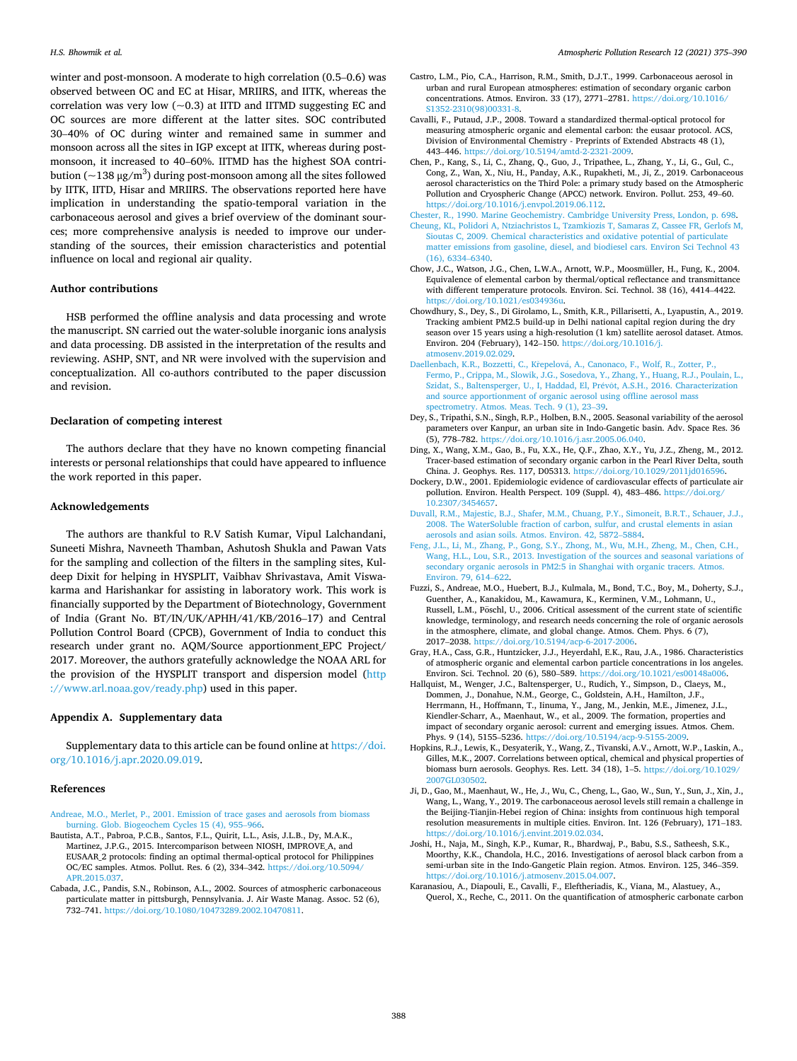winter and post-monsoon. A moderate to high correlation (0.5–0.6) was observed between OC and EC at Hisar, MRIIRS, and IITK, whereas the correlation was very low (~0.3) at IITD and IITMD suggesting EC and OC sources are more different at the latter sites. SOC contributed 30–40% of OC during winter and remained same in summer and monsoon across all the sites in IGP except at IITK, whereas during post-monsoon, it increased to 40–60%. IITMD has the highest SOA contribution (~138 μg/m$^3$) during post-monsoon among all the sites followed by IITK, IITD, Hisar and MRIIRS. The observations reported here have implication in understanding the spatio-temporal variation in the carbonaceous aerosol and gives a brief overview of the dominant sources; more comprehensive analysis is needed to improve our understanding of the sources, their emission characteristics and potential influence on local and regional air quality.

## Author contributions

HSB performed the offline analysis and data processing and wrote the manuscript. SN carried out the water-soluble inorganic ions analysis and data processing. DB assisted in the interpretation of the results and reviewing. ASHP, SNT, and NR were involved with the supervision and conceptualization. All co-authors contributed to the paper discussion and revision.

## Declaration of competing interest

The authors declare that they have no known competing financial interests or personal relationships that could have appeared to influence the work reported in this paper.

## Acknowledgements

The authors are thankful to R.V Satish Kumar, Vipul Lalchandani, Suneeti Mishra, Navneeth Thamban, Ashutosh Shukla and Pawan Vats for the sampling and collection of the filters in the sampling sites, Kuldeep Dixit for helping in HYSPLIT, Vaibhav Shrivastava, Amit Viswakarma and Harishankar for assisting in laboratory work. This work is financially supported by the Department of Biotechnology, Government of India (Grant No. BT/IN/UK/APHH/41/KB/2016–17) and Central Pollution Control Board (CPCB), Government of India to conduct this research under grant no. AQM/Source apportionment_EPC Project/2017. Moreover, the authors gratefully acknowledge the NOAA ARL for the provision of the HYSPLIT transport and dispersion model (http://www.arl.noaa.gov/ready.php) used in this paper.

## Appendix A. Supplementary data

Supplementary data to this article can be found online at https://doi.org/10.1016/j.apr.2020.09.019.

## References

Andreae, M.O., Merlet, P., 2001. Emission of trace gases and aerosols from biomass burning. Glob. Biogeochem Cycles 15 (4), 955–966.

Bautista, A.T., Pabroa, P.C.B., Santos, F.L., Quirit, L.L., Asis, J.L.B., Dy, M.A.K., Martinez, J.P.G., 2015. Intercomparison between NIOSH, IMPROVE_A, and EUSAAR_2 protocols: finding an optimal thermal-optical protocol for Philippines OC/EC samples. Atmos. Pollut. Res. 6 (2), 334–342. https://doi.org/10.5094/APR.2015.037.

Cabada, J.C., Pandis, S.N., Robinson, A.L., 2002. Sources of atmospheric carbonaceous particulate matter in pittsburgh, Pennsylvania. J. Air Waste Manag. Assoc. 52 (6), 732–741. https://doi.org/10.1080/10473289.2002.10470811.

Castro, L.M., Pio, C.A., Harrison, R.M., Smith, D.J.T., 1999. Carbonaceous aerosol in urban and rural European atmospheres: estimation of secondary organic carbon concentrations. Atmos. Environ. 33 (17), 2771–2781. https://doi.org/10.1016/S1352-2310(98)00331-8.

Cavalli, F., Putaud, J.P., 2008. Toward a standardized thermal-optical protocol for measuring atmospheric organic and elemental carbon: the eusaar protocol. ACS, Division of Environmental Chemistry - Preprints of Extended Abstracts 48 (1), 443–446. https://doi.org/10.5194/amtd-2-2321-2009.

Chen, P., Kang, S., Li, C., Zhang, Q., Guo, J., Tripathee, L., Zhang, Y., Li, G., Gul, C., Cong, Z., Wan, X., Niu, H., Panday, A.K., Rupakheti, M., Ji, Z., 2019. Carbonaceous aerosol characteristics on the Third Pole: a primary study based on the Atmospheric Pollution and Cryospheric Change (APCC) network. Environ. Pollut. 253, 49–60. https://doi.org/10.1016/j.envpol.2019.06.112.

Chester, R., 1990. Marine Geochemistry. Cambridge University Press, London, p. 698.

Cheung, KL, Polidori A, Ntziachristos L, Tzamkiozis T, Samaras Z, Cassee FR, Gerlofs M, Sioutas C, 2009. Chemical characteristics and oxidative potential of particulate matter emissions from gasoline, diesel, and biodiesel cars. Environ Sci Technol 43 (16), 6334–6340.

Chow, J.C., Watson, J.G., Chen, L.W.A., Arnott, W.P., Moosmüller, H., Fung, K., 2004. Equivalence of elemental carbon by thermal/optical reflectance and transmittance with different temperature protocols. Environ. Sci. Technol. 38 (16), 4414–4422. https://doi.org/10.1021/es034936u.

Chowdhury, S., Dey, S., Di Girolamo, L., Smith, K.R., Pillarisetti, A., Lyapustin, A., 2019. Tracking ambient PM2.5 build-up in Delhi national capital region during the dry season over 15 years using a high-resolution (1 km) satellite aerosol dataset. Atmos. Environ. 204 (February), 142–150. https://doi.org/10.1016/j.atmosenv.2019.02.029.

Daellenbach, K.R., Bozzetti, C., Křepelová, A., Canonaco, F., Wolf, R., Zotter, P., Fermo, P., Crippa, M., Slowik, J.G., Sosedova, Y., Zhang, Y., Huang, R.J., Poulain, L., Szidat, S., Baltensperger, U., I, Haddad, El, Prévôt, A.S.H., 2016. Characterization and source apportionment of organic aerosol using offline aerosol mass spectrometry. Atmos. Meas. Tech. 9 (1), 23–39.

Dey, S., Tripathi, S.N., Singh, R.P., Holben, B.N., 2005. Seasonal variability of the aerosol parameters over Kanpur, an urban site in Indo-Gangetic basin. Adv. Space Res. 36 (5), 778–782. https://doi.org/10.1016/j.asr.2005.06.040.

Ding, X., Wang, X.M., Gao, B., Fu, X.X., He, Q.F., Zhao, X.Y., Yu, J.Z., Zheng, M., 2012. Tracer-based estimation of secondary organic carbon in the Pearl River Delta, south China. J. Geophys. Res. 117, D05313. https://doi.org/10.1029/2011jd016596.

Dockery, D.W., 2001. Epidemiologic evidence of cardiovascular effects of particulate air pollution. Environ. Health Perspect. 109 (Suppl. 4), 483–486. https://doi.org/10.2307/3454657.

Duvall, R.M., Majestic, B.J., Shafer, M.M., Chuang, P.Y., Simoneit, B.R.T., Schauer, J.J., 2008. The WaterSoluble fraction of carbon, sulfur, and crustal elements in asian aerosols and asian soils. Atmos. Environ. 42, 5872–5884.

Feng, J.L., Li, M., Zhang, P., Gong, S.Y., Zhong, M., Wu, M.H., Zheng, M., Chen, C.H., Wang, H.L., Lou, S.R., 2013. Investigation of the sources and seasonal variations of secondary organic aerosols in PM2:5 in Shanghai with organic tracers. Atmos. Environ. 79, 614–622.

Fuzzi, S., Andreae, M.O., Huebert, B.J., Kulmala, M., Bond, T.C., Boy, M., Doherty, S.J., Guenther, A., Kanakidou, M., Kawamura, K., Kerminen, V.M., Lohmann, U., Russell, L.M., Pöschl, U., 2006. Critical assessment of the current state of scientific knowledge, terminology, and research needs concerning the role of organic aerosols in the atmosphere, climate, and global change. Atmos. Chem. Phys. 6 (7), 2017–2038. https://doi.org/10.5194/acp-6-2017-2006.

Gray, H.A., Cass, G.R., Huntzicker, J.J., Heyerdahl, E.K., Rau, J.A., 1986. Characteristics of atmospheric organic and elemental carbon particle concentrations in los angeles. Environ. Sci. Technol. 20 (6), 580–589. https://doi.org/10.1021/es00148a006.

Hallquist, M., Wenger, J.C., Baltensperger, U., Rudich, Y., Simpson, D., Claeys, M., Dommen, J., Donahue, N.M., George, C., Goldstein, A.H., Hamilton, J.F., Herrmann, H., Hoffmann, T., Iinuma, Y., Jang, M., Jenkin, M.E., Jimenez, J.L., Kiendler-Scharr, A., Maenhaut, W., et al., 2009. The formation, properties and impact of secondary organic aerosol: current and emerging issues. Atmos. Chem. Phys. 9 (14), 5155–5236. https://doi.org/10.5194/acp-9-5155-2009.

Hopkins, R.J., Lewis, K., Desyaterik, Y., Wang, Z., Tivanski, A.V., Arnott, W.P., Laskin, A., Gilles, M.K., 2007. Correlations between optical, chemical and physical properties of biomass burn aerosols. Geophys. Res. Lett. 34 (18), 1–5. https://doi.org/10.1029/2007GL030502.

Ji, D., Gao, M., Maenhaut, W., He, J., Wu, C., Cheng, L., Gao, W., Sun, Y., Sun, J., Xin, J., Wang, L., Wang, Y., 2019. The carbonaceous aerosol levels still remain a challenge in the Beijing-Tianjin-Hebei region of China: insights from continuous high temporal resolution measurements in multiple cities. Environ. Int. 126 (February), 171–183. https://doi.org/10.1016/j.envint.2019.02.034.

Joshi, H., Naja, M., Singh, K.P., Kumar, R., Bhardwaj, P., Babu, S.S., Satheesh, S.K., Moorthy, K.K., Chandola, H.C., 2016. Investigations of aerosol black carbon from a semi-urban site in the Indo-Gangetic Plain region. Atmos. Environ. 125, 346–359. https://doi.org/10.1016/j.atmosenv.2015.04.007.

Karanasiou, A., Diapouli, E., Cavalli, F., Eleftheriadis, K., Viana, M., Alastuey, A., Querol, X., Reche, C., 2011. On the quantification of atmospheric carbonate carbon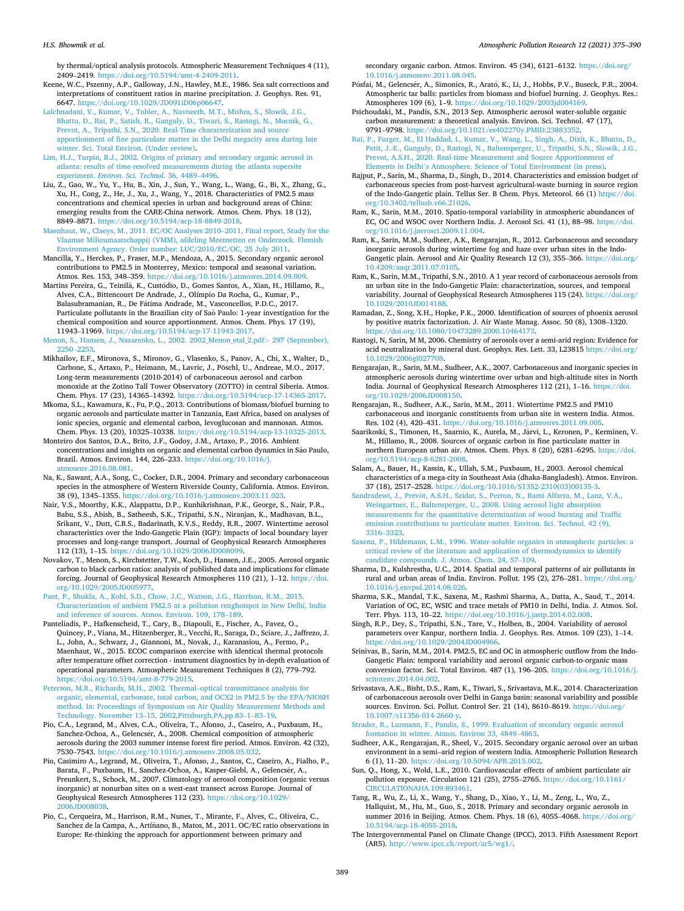by thermal/optical analysis protocols. Atmospheric Measurement Techniques 4 (11), 2409–2419. https://doi.org/10.5194/amt-4-2409-2011.

Keene, W.C., Pszenny, A.P., Galloway, J.N., Hawley, M.E., 1986. Sea salt corrections and interpretations of constituent ratios in marine precipitation. J. Geophys. Res. 91, 6647. https://doi.org/10.1029/JD091iD06p06647.

Lalchnadani, V., Kumar, V., Tobler, A., Navneeth, M.T., Mishra, S., Slowik, J.G., Bhattu, D., Rai, P., Satish, R., Ganguly, D., Tiwari, S., Rastogi, N., Mocnik, G., Prevot, A., Tripathi, S.N., 2020. Real-Time characterization and source apportionment of fine particulate matter in the Delhi megacity area during late winter. Sci. Total Environ. (Under review).

Lim, H.J., Turpin, B.J., 2002. Origins of primary and secondary organic aerosol in atlanta: results of time-resolved measurements during the atlanta supersite experiment. *Environ. Sci. Technol.* 36, 4489–4496.

Liu, Z., Gao, W., Yu, Y., Hu, B., Xin, J., Sun, Y., Wang, L., Wang, G., Bi, X., Zhang, G., Xu, H., Cong, Z., He, J., Xu, J., Wang, Y., 2018. Characteristics of PM2.5 mass concentrations and chemical species in urban and background areas of China: emerging results from the CARE-China network. Atmos. Chem. Phys. 18 (12), 8849–8871. https://doi.org/10.5194/acp-18-8849-2018.

Maenhaut, W., Claeys, M., 2011. EC/OC Analyses 2010–2011, Final report, Study for the Vlaamse Milieumaatschappij (VMM), afdeling Meetnetten en Onderzoek. Flemish Environment Agency. Order number: LUC/2010/EC/OC, 25 July 2011.

Mancilla, Y., Herckes, P., Fraser, M.P., Mendoza, A., 2015. Secondary organic aerosol contributions to PM2.5 in Monterrey, Mexico: temporal and seasonal variation. Atmos. Res. 153, 348–359. https://doi.org/10.1016/j.atmosres.2014.09.009.

Martins Pereira, G., Teinilä, K., Custódio, D., Gomes Santos, A., Xian, H., Hillamo, R., Alves, C.A., Bittencourt De Andrade, J., Olímpio Da Rocha, G., Kumar, P., Balasubramanian, R., De Fátima Andrade, M., Vasconcellos, P.D.C., 2017. Particulate pollutants in the Brazilian city of São Paulo: 1-year investigation for the chemical composition and source apportionment. Atmos. Chem. Phys. 17 (19), 11943–11969. https://doi.org/10.5194/acp-17-11943-2017.

Menon, S., Hansen, J., Nazarenko, L., 2002. 2002_Menon_etal_2.pdf> 297 (September), 2250–2253.

Mikhailov, E.F., Mironova, S., Mironov, G., Vlasenko, S., Panov, A., Chi, X., Walter, D., Carbone, S., Artaxo, P., Heimann, M., Lavric, J., Pöschl, U., Andreae, M.O., 2017. Long-term measurements (2010-2014) of carbonaceous aerosol and carbon monoxide at the Zotino Tall Tower Observatory (ZOTTO) in central Siberia. Atmos. Chem. Phys. 17 (23), 14365–14392. https://doi.org/10.5194/acp-17-14365-2017.

Mkoma, S.L., Kawamura, K., Fu, P.Q., 2013. Contributions of biomass/biofuel burning to organic aerosols and particulate matter in Tanzania, East Africa, based on analyses of ionic species, organic and elemental carbon, levoglucosan and mannosan. Atmos. Chem. Phys. 13 (20), 10325–10338. https://doi.org/10.5194/acp-13-10325-2013.

Monteiro dos Santos, D.A., Brito, J.F., Godoy, J.M., Artaxo, P., 2016. Ambient concentrations and insights on organic and elemental carbon dynamics in São Paulo, Brazil. Atmos. Environ. 144, 226–233. https://doi.org/10.1016/j.atmosenv.2016.08.081.

Na, K., Sawant, A.A., Song, C., Cocker, D.R., 2004. Primary and secondary carbonaceous species in the atmosphere of Western Riverside County, California. Atmos. Environ. 38 (9), 1345–1355. https://doi.org/10.1016/j.atmosenv.2003.11.023.

Nair, V.S., Moorthy, K.K., Alappattu, D.P., Kunhikrishnan, P.K., George, S., Nair, P.R., Babu, S.S., Abish, B., Satheesh, S.K., Tripathi, S.N., Niranjan, K., Madhavan, B.L., Srikant, V., Dutt, C.B.S., Badarinath, K.V.S., Reddy, R.R., 2007. Wintertime aerosol characteristics over the Indo-Gangetic Plain (IGP): impacts of local boundary layer processes and long-range transport. Journal of Geophysical Research Atmospheres 112 (13), 1–15. https://doi.org/10.1029/2006JD008099.

Novakov, T., Menon, S., Kirchstetter, T.W., Koch, D., Hansen, J.E., 2005. Aerosol organic carbon to black carbon ratios: analysis of published data and implications for climate forcing. Journal of Geophysical Research Atmospheres 110 (21), 1–12. https://doi.org/10.1029/2005JD005977.

Pant, P., Shukla, A., Kohl, S.D., Chow, J.C., Watson, J.G., Harrison, R.M., 2015. Characterization of ambient PM2.5 at a pollution renghotspot in New Delhi, India and inference of sources. Atmos. Environ. 109, 178–189.

Panteliadis, P., Hafkenscheid, T., Cary, B., Diapouli, E., Fischer, A., Favez, O., Quincey, P., Viana, M., Hitzenberger, R., Vecchi, R., Saraga, D., Sciare, J., Jaffrezo, J. L., John, A., Schwarz, J., Giannoni, M., Novak, J., Karanasiou, A., Fermo, P., Maenhaut, W., 2015. ECOC comparison exercise with identical thermal protocols after temperature offset correction - instrument diagnostics by in-depth evaluation of operational parameters. Atmospheric Measurement Techniques 8 (2), 779–792. https://doi.org/10.5194/amt-8-779-2015.

Peterson, M.R., Richards, M.H., 2002. Thermal–optical transmittance analysis for organic, elemental, carbonate, total carbon, and OCX2 in PM2.5 by the EPA/NIOSH method. In: Proceedings of Symposium on Air Quality Measurement Methods and Technology. November 13–15, 2002,Pittsburgh,PA,pp.83–1–83–19.

Pio, C.A., Legrand, M., Alves, C.A., Oliveira, T., Afonso, J., Caseiro, A., Puxbaum, H., Sanchez-Ochoa, A., Gelencsér, A., 2008. Chemical composition of atmospheric aerosols during the 2003 summer intense forest fire period. Atmos. Environ. 42 (32), 7530–7543. https://doi.org/10.1016/j.atmosenv.2008.05.032.

Pio, Casimiro A., Legrand, M., Oliveira, T., Afonso, J., Santos, C., Caseiro, A., Fialho, P., Barata, F., Puxbaum, H., Sanchez-Ochoa, A., Kasper-Giebl, A., Gelencsér, A., Preunkert, S., Schock, M., 2007. Climatology of aerosol composition (organic versus inorganic) at nonurban sites on a west-east transect across Europe. Journal of Geophysical Research Atmospheres 112 (23). https://doi.org/10.1029/2006JD008038.

Pio, C., Cerqueira, M., Harrison, R.M., Nunes, T., Mirante, F., Alves, C., Oliveira, C., Sanchez de la Campa, A., Artíñano, B., Matos, M., 2011. OC/EC ratio observations in Europe: Re-thinking the approach for apportionment between primary and secondary organic carbon. Atmos. Environ. 45 (34), 6121–6132. https://doi.org/10.1016/j.atmosenv.2011.08.045.

Pósfai, M., Gelencsér, A., Simonics, R., Arató, K., Li, J., Hobbs, P.V., Buseck, P.R., 2004. Atmospheric tar balls: particles from biomass and biofuel burning. J. Geophys. Res.: Atmospheres 109 (6), 1–9. https://doi.org/10.1029/2003jd004169.

Psichoudaki, M., Pandis, S.N., 2013 Sep. Atmospheric aerosol water-soluble organic carbon measurement: a theoretical analysis. Environ. Sci. Technol. 47 (17), 9791–9798. https://doi.org/10.1021/es402270y.PMID:23883352.

Rai, P., Furger, M., El Haddad, I., Kumar, V., Wang, L., Singh, A., Dixit, K., Bhattu, D., Petit, J.-E., Ganguly, D., Rastogi, N., Baltensperger, U., Tripathi, S.N., Slowik, J.G., Prevot, A.S.H., 2020. Real-time Measurement and Source Apportionment of Elements in Delhi's Atmosphere. Science of Total Environment (in press).

Rajput, P., Sarin, M., Sharma, D., Singh, D., 2014. Characteristics and emission budget of carbonaceous species from post-harvest agricultural-waste burning in source region of the Indo-Gangetic plain. Tellus Ser. B Chem. Phys. Meteorol. 66 (1) https://doi.org/10.3402/tellusb.v66.21026.

Ram, K., Sarin, M.M., 2010. Spatio-temporal variability in atmospheric abundances of EC, OC and WSOC over Northern India. J. Aerosol Sci. 41 (1), 88–98. https://doi.org/10.1016/j.jaerosci.2009.11.004.

Ram, K., Sarin, M.M., Sudheer, A.K., Rengarajan, R., 2012. Carbonaceous and secondary inorganic aerosols during wintertime fog and haze over urban sites in the Indo-Gangetic plain. Aerosol and Air Quality Research 12 (3), 355–366. https://doi.org/10.4209/aaqr.2011.07.0105.

Ram, K., Sarin, M.M., Tripathi, S.N., 2010. A 1 year record of carbonaceous aerosols from an urban site in the Indo-Gangetic Plain: characterization, sources, and temporal variability. Journal of Geophysical Research Atmospheres 115 (24). https://doi.org/10.1029/2010JD014188.

Ramadan, Z., Song, X.H., Hopke, P.K., 2000. Identification of sources of phoenix aerosol by positive matrix factorization. J. Air Waste Manag. Assoc. 50 (8), 1308–1320. https://doi.org/10.1080/10473289.2000.10464173.

Rastogi, N, Sarin, M M, 2006. Chemistry of aerosols over a semi-arid region: Evidence for acid neutralization by mineral dust. Geophys. Res. Lett. 33, L23815 https://doi.org/10.1029/2006gl027708.

Rengarajan, R., Sarin, M.M., Sudheer, A.K., 2007. Carbonaceous and inorganic species in atmospheric aerosols during wintertime over urban and high-altitude sites in North India. Journal of Geophysical Research Atmospheres 112 (21), 1–16. https://doi.org/10.1029/2006JD008150.

Rengarajan, R., Sudheer, A.K., Sarin, M.M., 2011. Wintertime PM2.5 and PM10 carbonaceous and inorganic constituents from urban site in western India. Atmos. Res. 102 (4), 420–431. https://doi.org/10.1016/j.atmosres.2011.09.005.

Saarikoski, S., Timonen, H., Saarnio, K., Aurela, M., Järvi, L., Keronen, P., Kerminen, V. M., Hillamo, R., 2008. Sources of organic carbon in fine particulate matter in northern European urban air. Atmos. Chem. Phys. 8 (20), 6281–6295. https://doi.org/10.5194/acp-8-6281-2008.

Salam, A., Bauer, H., Kassin, K., Ullah, S.M., Puxbaum, H., 2003. Aerosol chemical characteristics of a mega-city in Southeast Asia (dhaka-Bangladesh). Atmos. Environ. 37 (18), 2517–2528. https://doi.org/10.1016/S1352-2310(03)00135-3.

Sandradewi, J., Prévôt, A.S.H., Szidat, S., Perron, N., Rami Alfarra, M., Lanz, V.A., Weingartner, E., Baltensperger, U., 2008. Using aerosol light absorption measurements for the quantitative determination of wood burning and Traffic emission contributions to particulate matter. Environ. Sci. Technol. 42 (9), 3316–3323.

Saxena, P., Hildemann, L.M., 1996. Water-soluble organics in atmospheric particles: a critical review of the literature and application of thermodynamics to identify candidate compounds. J. Atmos. Chem. 24, 57–109.

Sharma, D., Kulshrestha, U.C., 2014. Spatial and temporal patterns of air pollutants in rural and urban areas of India. Environ. Pollut. 195 (2), 276–281. https://doi.org/10.1016/j.envpol.2014.08.026.

Sharma, S.K., Mandal, T.K., Saxena, M., Rashmi Sharma, A., Datta, A., Saud, T., 2014. Variation of OC, EC, WSIC and trace metals of PM10 in Delhi, India. J. Atmos. Sol. Terr. Phys. 113, 10–22. https://doi.org/10.1016/j.jastp.2014.02.008.

Singh, R.P., Dey, S., Tripathi, S.N., Tare, V., Holben, B., 2004. Variability of aerosol parameters over Kanpur, northern India. J. Geophys. Res. Atmos. 109 (23), 1–14. https://doi.org/10.1029/2004JD004966.

Srinivas, B., Sarin, M.M., 2014. PM2.5, EC and OC in atmospheric outflow from the Indo-Gangetic Plain: temporal variability and aerosol organic carbon-to-organic mass conversion factor. Sci. Total Environ. 487 (1), 196–205. https://doi.org/10.1016/j.scitotenv.2014.04.002.

Srivastava, A.K., Bisht, D.S., Ram, K., Tiwari, S., Srivastava, M.K., 2014. Characterization of carbonaceous aerosols over Delhi in Ganga basin: seasonal variability and possible sources. Environ. Sci. Pollut. Control Ser. 21 (14), 8610–8619. https://doi.org/10.1007/s11356-014-2660-y.

Strader, R., Lurmann, F., Pandis, S., 1999. Evaluation of secondary organic aerosol formation in winter. Atmos. Environ 33, 4849–4863.

Sudheer, A.K., Rengarajan, R., Sheel, V., 2015. Secondary organic aerosol over an urban environment in a semi–arid region of western India. Atmospheric Pollution Research 6 (1), 11–20. https://doi.org/10.5094/APR.2015.002.

Sun, Q., Hong, X., Wold, L.E., 2010. Cardiovascular effects of ambient particulate air pollution exposure. Circulation 121 (25), 2755–2765. https://doi.org/10.1161/CIRCULATIONAHA.109.893461.

Tang, R., Wu, Z., Li, X., Wang, Y., Shang, D., Xiao, Y., Li, M., Zeng, L., Wu, Z., Hallquist, M., Hu, M., Guo, S., 2018. Primary and secondary organic aerosols in summer 2016 in Beijing. Atmos. Chem. Phys. 18 (6), 4055–4068. https://doi.org/10.5194/acp-18-4055-2018.

The Intergovernmental Panel on Climate Change (IPCC), 2013. Fifth Assessment Report (AR5). http://www.ipcc.ch/report/ar5/wg1/.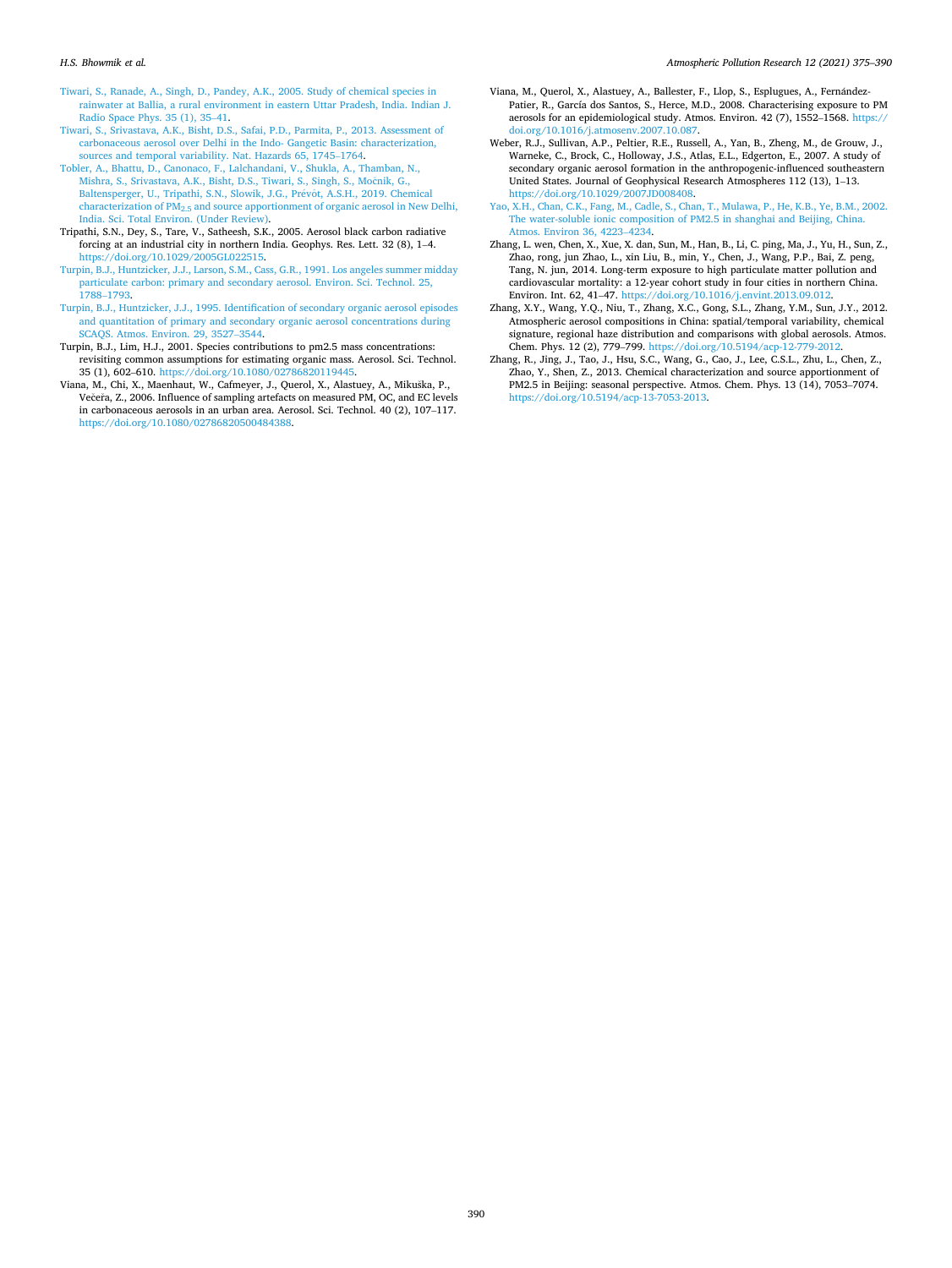Tiwari, S., Ranade, A., Singh, D., Pandey, A.K., 2005. Study of chemical species in rainwater at Ballia, a rural environment in eastern Uttar Pradesh, India. Indian J. Radio Space Phys. 35 (1), 35–41.

Tiwari, S., Srivastava, A.K., Bisht, D.S., Safai, P.D., Parmita, P., 2013. Assessment of carbonaceous aerosol over Delhi in the Indo- Gangetic Basin: characterization, sources and temporal variability. Nat. Hazards 65, 1745–1764.

Tobler, A., Bhattu, D., Canonaco, F., Lalchandani, V., Shukla, A., Thamban, N., Mishra, S., Srivastava, A.K., Bisht, D.S., Tiwari, S., Singh, S., Močnik, G., Baltensperger, U., Tripathi, S.N., Slowik, J.G., Prévôt, A.S.H., 2019. Chemical characterization of $PM_{2.5}$ and source apportionment of organic aerosol in New Delhi, India. Sci. Total Environ. (Under Review).

Tripathi, S.N., Dey, S., Tare, V., Satheesh, S.K., 2005. Aerosol black carbon radiative forcing at an industrial city in northern India. Geophys. Res. Lett. 32 (8), 1–4. https://doi.org/10.1029/2005GL022515.

Turpin, B.J., Huntzicker, J.J., Larson, S.M., Cass, G.R., 1991. Los angeles summer midday particulate carbon: primary and secondary aerosol. Environ. Sci. Technol. 25, 1788–1793.

Turpin, B.J., Huntzicker, J.J., 1995. Identification of secondary organic aerosol episodes and quantitation of primary and secondary organic aerosol concentrations during SCAQS. Atmos. Environ. 29, 3527–3544.

Turpin, B.J., Lim, H.J., 2001. Species contributions to pm2.5 mass concentrations: revisiting common assumptions for estimating organic mass. Aerosol. Sci. Technol. 35 (1), 602–610. https://doi.org/10.1080/02786820119445.

Viana, M., Chi, X., Maenhaut, W., Cafmeyer, J., Querol, X., Alastuey, A., Mikuška, P., Večeřa, Z., 2006. Influence of sampling artefacts on measured PM, OC, and EC levels in carbonaceous aerosols in an urban area. Aerosol. Sci. Technol. 40 (2), 107–117. https://doi.org/10.1080/02786820500484388.

Viana, M., Querol, X., Alastuey, A., Ballester, F., Llop, S., Esplugues, A., Fernández-Patier, R., García dos Santos, S., Herce, M.D., 2008. Characterising exposure to PM aerosols for an epidemiological study. Atmos. Environ. 42 (7), 1552–1568. https://doi.org/10.1016/j.atmosenv.2007.10.087.

Weber, R.J., Sullivan, A.P., Peltier, R.E., Russell, A., Yan, B., Zheng, M., de Grouw, J., Warneke, C., Brock, C., Holloway, J.S., Atlas, E.L., Edgerton, E., 2007. A study of secondary organic aerosol formation in the anthropogenic-influenced southeastern United States. Journal of Geophysical Research Atmospheres 112 (13), 1–13. https://doi.org/10.1029/2007JD008408.

Yao, X.H., Chan, C.K., Fang, M., Cadle, S., Chan, T., Mulawa, P., He, K.B., Ye, B.M., 2002. The water-soluble ionic composition of PM2.5 in shanghai and Beijing, China. Atmos. Environ 36, 4223–4234.

Zhang, L. wen, Chen, X., Xue, X. dan, Sun, M., Han, B., Li, C. ping, Ma, J., Yu, H., Sun, Z., Zhao, rong, jun Zhao, L., xin Liu, B., min, Y., Chen, J., Wang, P.P., Bai, Z. peng, Tang, N. jun, 2014. Long-term exposure to high particulate matter pollution and cardiovascular mortality: a 12-year cohort study in four cities in northern China. Environ. Int. 62, 41–47. https://doi.org/10.1016/j.envint.2013.09.012.

Zhang, X.Y., Wang, Y.Q., Niu, T., Zhang, X.C., Gong, S.L., Zhang, Y.M., Sun, J.Y., 2012. Atmospheric aerosol compositions in China: spatial/temporal variability, chemical signature, regional haze distribution and comparisons with global aerosols. Atmos. Chem. Phys. 12 (2), 779–799. https://doi.org/10.5194/acp-12-779-2012.

Zhang, R., Jing, J., Tao, J., Hsu, S.C., Wang, G., Cao, J., Lee, C.S.L., Zhu, L., Chen, Z., Zhao, Y., Shen, Z., 2013. Chemical characterization and source apportionment of PM2.5 in Beijing: seasonal perspective. Atmos. Chem. Phys. 13 (14), 7053–7074. https://doi.org/10.5194/acp-13-7053-2013.